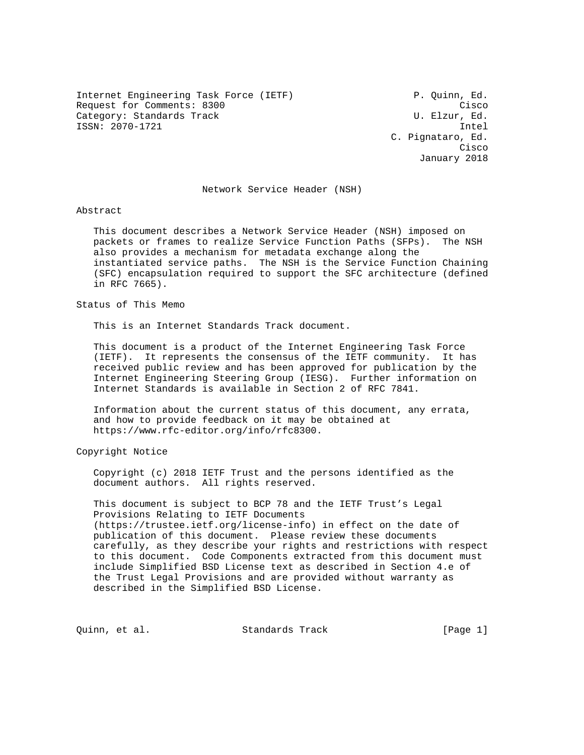Internet Engineering Task Force (IETF) P. Quinn, Ed.
Request for Comments: 8300 Cisco
Category: Standards Track U. Elzur, Ed.
ISSN: 2070-1721 Intel
C. Pignataro, Ed.
Cisco
January 2018

# Network Service Header (NSH)

## Abstract

This document describes a Network Service Header (NSH) imposed on packets or frames to realize Service Function Paths (SFPs). The NSH also provides a mechanism for metadata exchange along the instantiated service paths. The NSH is the Service Function Chaining (SFC) encapsulation required to support the SFC architecture (defined in RFC 7665).

## Status of This Memo

This is an Internet Standards Track document.

This document is a product of the Internet Engineering Task Force (IETF). It represents the consensus of the IETF community. It has received public review and has been approved for publication by the Internet Engineering Steering Group (IESG). Further information on Internet Standards is available in Section 2 of RFC 7841.

Information about the current status of this document, any errata, and how to provide feedback on it may be obtained at https://www.rfc-editor.org/info/rfc8300.

## Copyright Notice

Copyright (c) 2018 IETF Trust and the persons identified as the document authors. All rights reserved.

This document is subject to BCP 78 and the IETF Trust's Legal Provisions Relating to IETF Documents (https://trustee.ietf.org/license-info) in effect on the date of publication of this document. Please review these documents carefully, as they describe your rights and restrictions with respect to this document. Code Components extracted from this document must include Simplified BSD License text as described in Section 4.e of the Trust Legal Provisions and are provided without warranty as described in the Simplified BSD License.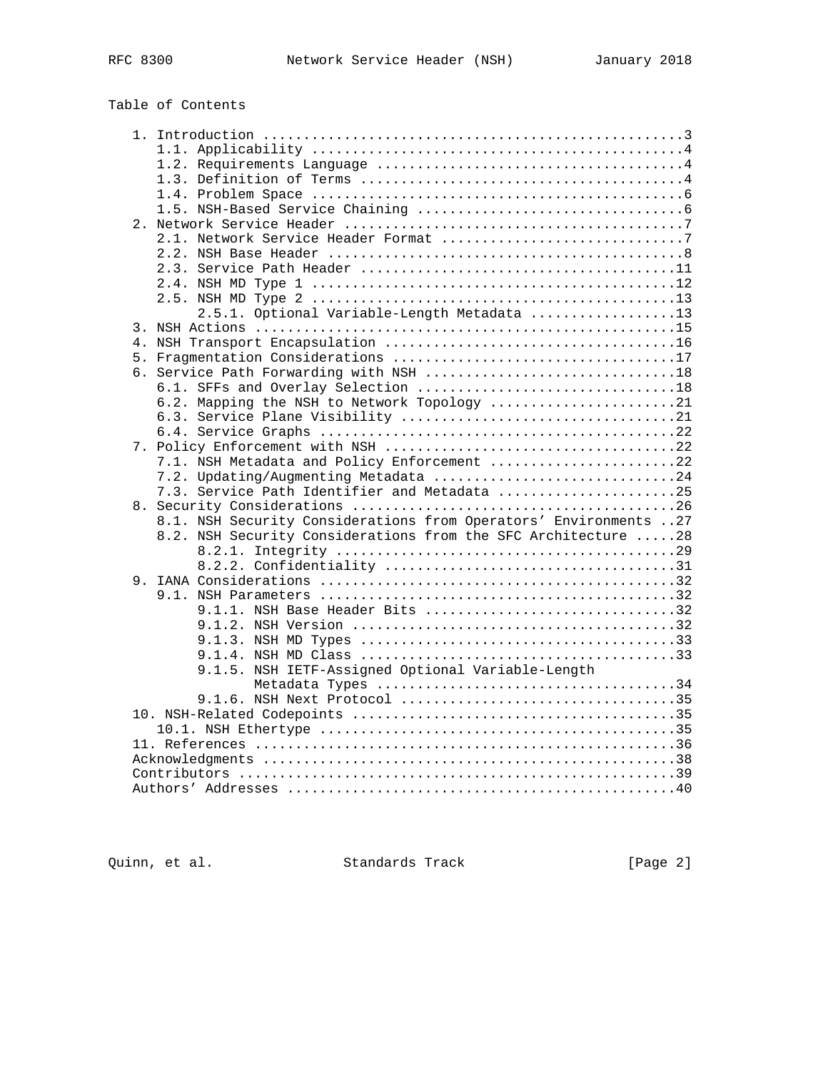Table of Contents

```
   1. Introduction ....................................................3
      1.1. Applicability ..............................................4
      1.2. Requirements Language ......................................4
      1.3. Definition of Terms ........................................4
      1.4. Problem Space ..............................................6
      1.5. NSH-Based Service Chaining .................................6
   2. Network Service Header ..........................................7
      2.1. Network Service Header Format ..............................7
      2.2. NSH Base Header ............................................8
      2.3. Service Path Header .......................................11
      2.4. NSH MD Type 1 .............................................12
      2.5. NSH MD Type 2 .............................................13
           2.5.1. Optional Variable-Length Metadata ..................13
   3. NSH Actions ....................................................15
   4. NSH Transport Encapsulation ....................................16
   5. Fragmentation Considerations ...................................17
   6. Service Path Forwarding with NSH ...............................18
      6.1. SFFs and Overlay Selection ................................18
      6.2. Mapping the NSH to Network Topology .......................21
      6.3. Service Plane Visibility ..................................21
      6.4. Service Graphs ............................................22
   7. Policy Enforcement with NSH ....................................22
      7.1. NSH Metadata and Policy Enforcement .......................22
      7.2. Updating/Augmenting Metadata ..............................24
      7.3. Service Path Identifier and Metadata ......................25
   8. Security Considerations ........................................26
      8.1. NSH Security Considerations from Operators' Environments ..27
      8.2. NSH Security Considerations from the SFC Architecture .....28
           8.2.1. Integrity ..........................................29
           8.2.2. Confidentiality ....................................31
   9. IANA Considerations ............................................32
      9.1. NSH Parameters ............................................32
           9.1.1. NSH Base Header Bits ...............................32
           9.1.2. NSH Version ........................................32
           9.1.3. NSH MD Types .......................................33
           9.1.4. NSH MD Class .......................................33
           9.1.5. NSH IETF-Assigned Optional Variable-Length
                  Metadata Types .....................................34
           9.1.6. NSH Next Protocol ..................................35
   10. NSH-Related Codepoints ........................................35
      10.1. NSH Ethertype ............................................35
   11. References ....................................................36
   Acknowledgments ...................................................38
   Contributors ......................................................39
   Authors' Addresses ................................................40
```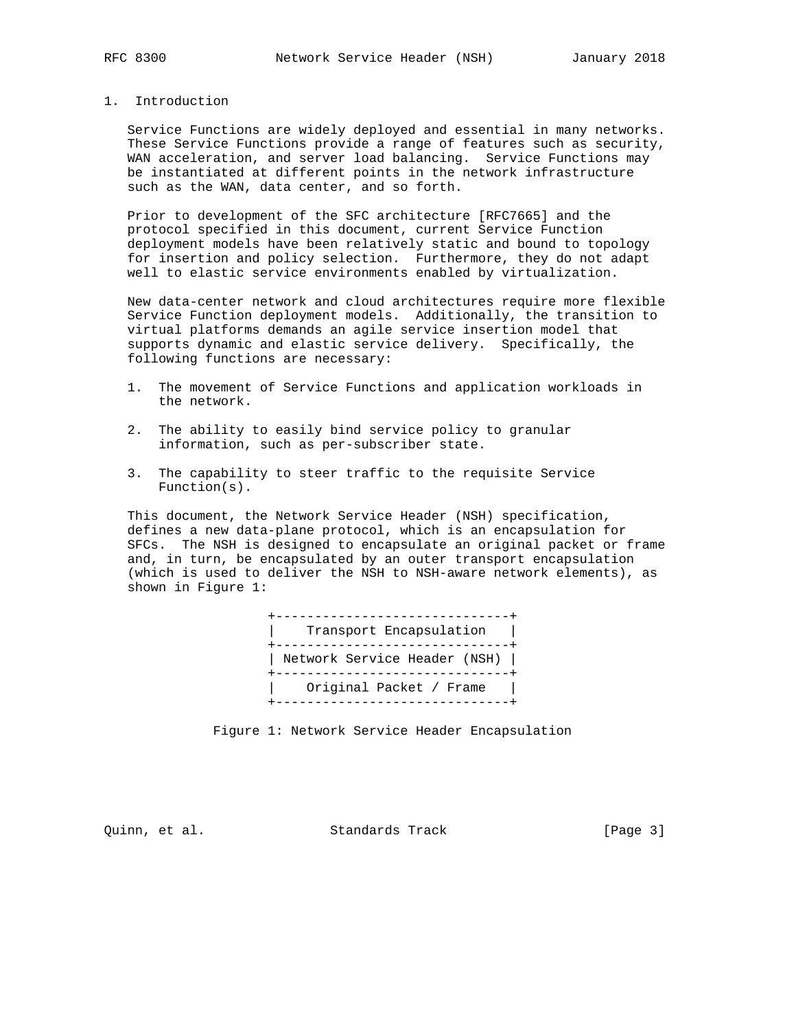# 1. Introduction

Service Functions are widely deployed and essential in many networks. These Service Functions provide a range of features such as security, WAN acceleration, and server load balancing. Service Functions may be instantiated at different points in the network infrastructure such as the WAN, data center, and so forth.

Prior to development of the SFC architecture [RFC7665] and the protocol specified in this document, current Service Function deployment models have been relatively static and bound to topology for insertion and policy selection. Furthermore, they do not adapt well to elastic service environments enabled by virtualization.

New data-center network and cloud architectures require more flexible Service Function deployment models. Additionally, the transition to virtual platforms demands an agile service insertion model that supports dynamic and elastic service delivery. Specifically, the following functions are necessary:

1. The movement of Service Functions and application workloads in the network.

2. The ability to easily bind service policy to granular information, such as per-subscriber state.

3. The capability to steer traffic to the requisite Service Function(s).

This document, the Network Service Header (NSH) specification, defines a new data-plane protocol, which is an encapsulation for SFCs. The NSH is designed to encapsulate an original packet or frame and, in turn, be encapsulated by an outer transport encapsulation (which is used to deliver the NSH to NSH-aware network elements), as shown in Figure 1:

```
+------------------------------+
|    Transport Encapsulation   |
+------------------------------+
| Network Service Header (NSH) |
+------------------------------+
|    Original Packet / Frame   |
+------------------------------+
```

Figure 1: Network Service Header Encapsulation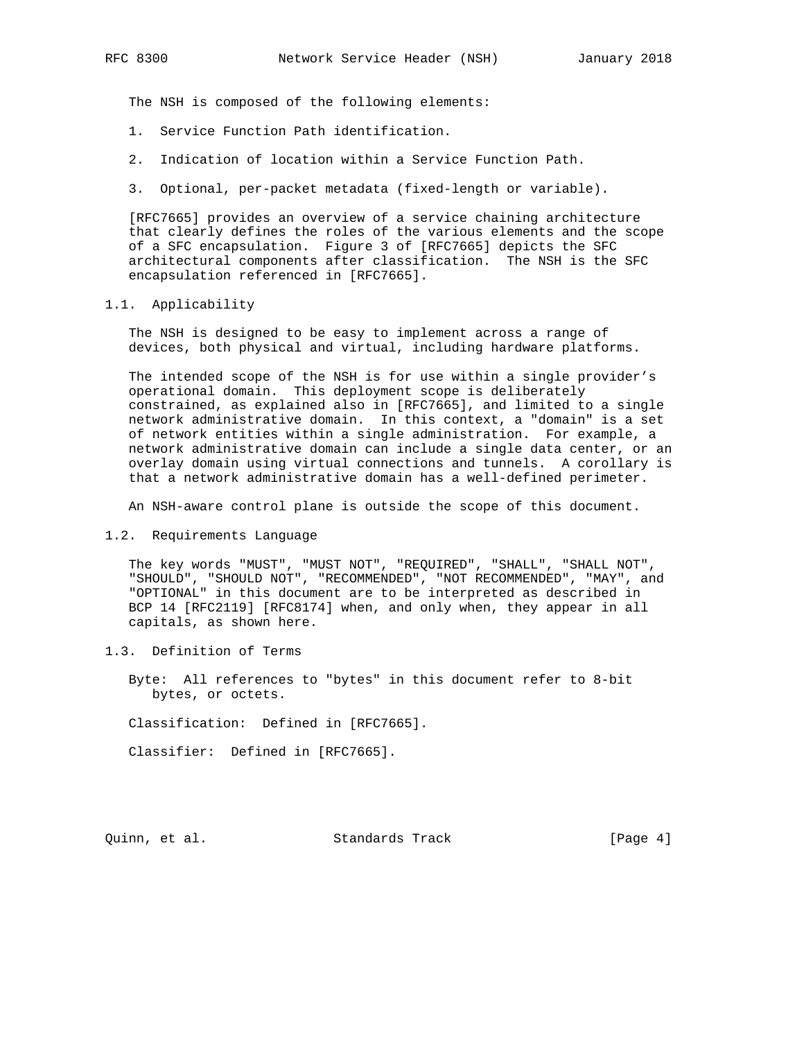The NSH is composed of the following elements:

1. Service Function Path identification.

2. Indication of location within a Service Function Path.

3. Optional, per-packet metadata (fixed-length or variable).

[RFC7665] provides an overview of a service chaining architecture that clearly defines the roles of the various elements and the scope of a SFC encapsulation. Figure 3 of [RFC7665] depicts the SFC architectural components after classification. The NSH is the SFC encapsulation referenced in [RFC7665].

### 1.1. Applicability

The NSH is designed to be easy to implement across a range of devices, both physical and virtual, including hardware platforms.

The intended scope of the NSH is for use within a single provider's operational domain. This deployment scope is deliberately constrained, as explained also in [RFC7665], and limited to a single network administrative domain. In this context, a "domain" is a set of network entities within a single administration. For example, a network administrative domain can include a single data center, or an overlay domain using virtual connections and tunnels. A corollary is that a network administrative domain has a well-defined perimeter.

An NSH-aware control plane is outside the scope of this document.

### 1.2. Requirements Language

The key words "MUST", "MUST NOT", "REQUIRED", "SHALL", "SHALL NOT", "SHOULD", "SHOULD NOT", "RECOMMENDED", "NOT RECOMMENDED", "MAY", and "OPTIONAL" in this document are to be interpreted as described in BCP 14 [RFC2119] [RFC8174] when, and only when, they appear in all capitals, as shown here.

### 1.3. Definition of Terms

Byte: All references to "bytes" in this document refer to 8-bit bytes, or octets.

Classification: Defined in [RFC7665].

Classifier: Defined in [RFC7665].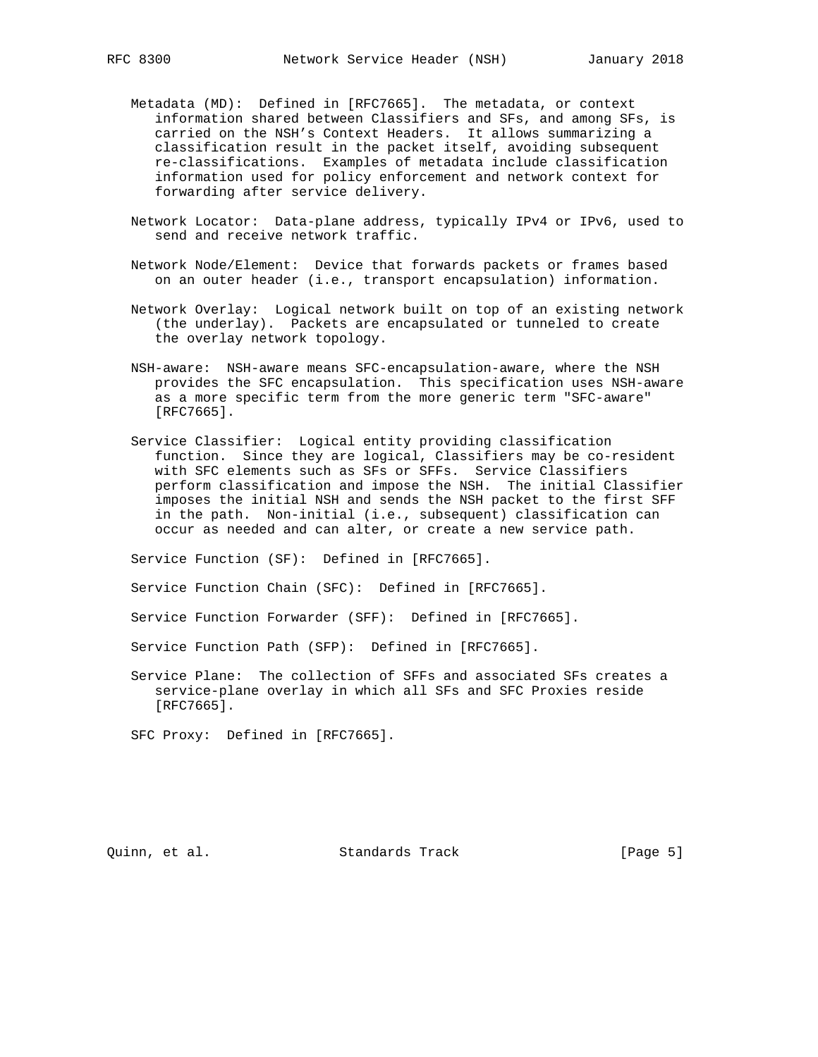Metadata (MD): Defined in [RFC7665]. The metadata, or context information shared between Classifiers and SFs, and among SFs, is carried on the NSH's Context Headers. It allows summarizing a classification result in the packet itself, avoiding subsequent re-classifications. Examples of metadata include classification information used for policy enforcement and network context for forwarding after service delivery.

Network Locator: Data-plane address, typically IPv4 or IPv6, used to send and receive network traffic.

Network Node/Element: Device that forwards packets or frames based on an outer header (i.e., transport encapsulation) information.

Network Overlay: Logical network built on top of an existing network (the underlay). Packets are encapsulated or tunneled to create the overlay network topology.

NSH-aware: NSH-aware means SFC-encapsulation-aware, where the NSH provides the SFC encapsulation. This specification uses NSH-aware as a more specific term from the more generic term "SFC-aware" [RFC7665].

Service Classifier: Logical entity providing classification function. Since they are logical, Classifiers may be co-resident with SFC elements such as SFs or SFFs. Service Classifiers perform classification and impose the NSH. The initial Classifier imposes the initial NSH and sends the NSH packet to the first SFF in the path. Non-initial (i.e., subsequent) classification can occur as needed and can alter, or create a new service path.

Service Function (SF): Defined in [RFC7665].

Service Function Chain (SFC): Defined in [RFC7665].

Service Function Forwarder (SFF): Defined in [RFC7665].

Service Function Path (SFP): Defined in [RFC7665].

Service Plane: The collection of SFFs and associated SFs creates a service-plane overlay in which all SFs and SFC Proxies reside [RFC7665].

SFC Proxy: Defined in [RFC7665].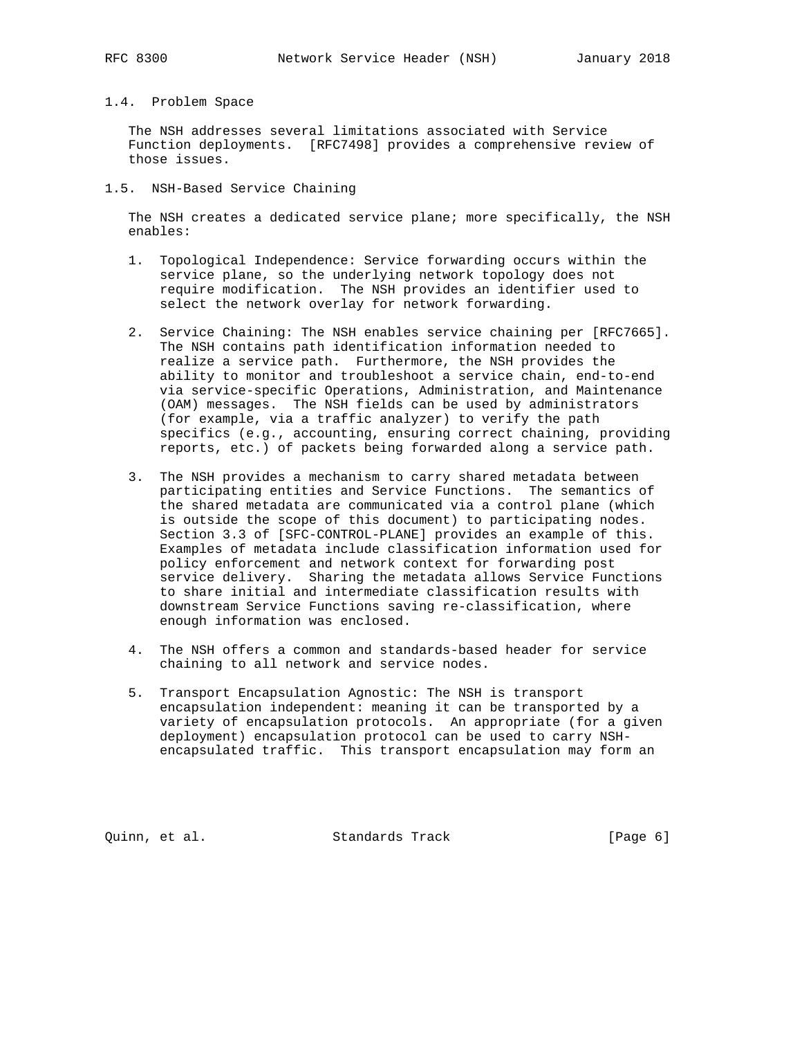### 1.4. Problem Space

The NSH addresses several limitations associated with Service Function deployments. [RFC7498] provides a comprehensive review of those issues.

### 1.5. NSH-Based Service Chaining

The NSH creates a dedicated service plane; more specifically, the NSH enables:

1. Topological Independence: Service forwarding occurs within the service plane, so the underlying network topology does not require modification. The NSH provides an identifier used to select the network overlay for network forwarding.

2. Service Chaining: The NSH enables service chaining per [RFC7665]. The NSH contains path identification information needed to realize a service path. Furthermore, the NSH provides the ability to monitor and troubleshoot a service chain, end-to-end via service-specific Operations, Administration, and Maintenance (OAM) messages. The NSH fields can be used by administrators (for example, via a traffic analyzer) to verify the path specifics (e.g., accounting, ensuring correct chaining, providing reports, etc.) of packets being forwarded along a service path.

3. The NSH provides a mechanism to carry shared metadata between participating entities and Service Functions. The semantics of the shared metadata are communicated via a control plane (which is outside the scope of this document) to participating nodes. Section 3.3 of [SFC-CONTROL-PLANE] provides an example of this. Examples of metadata include classification information used for policy enforcement and network context for forwarding post service delivery. Sharing the metadata allows Service Functions to share initial and intermediate classification results with downstream Service Functions saving re-classification, where enough information was enclosed.

4. The NSH offers a common and standards-based header for service chaining to all network and service nodes.

5. Transport Encapsulation Agnostic: The NSH is transport encapsulation independent: meaning it can be transported by a variety of encapsulation protocols. An appropriate (for a given deployment) encapsulation protocol can be used to carry NSH-encapsulated traffic. This transport encapsulation may form an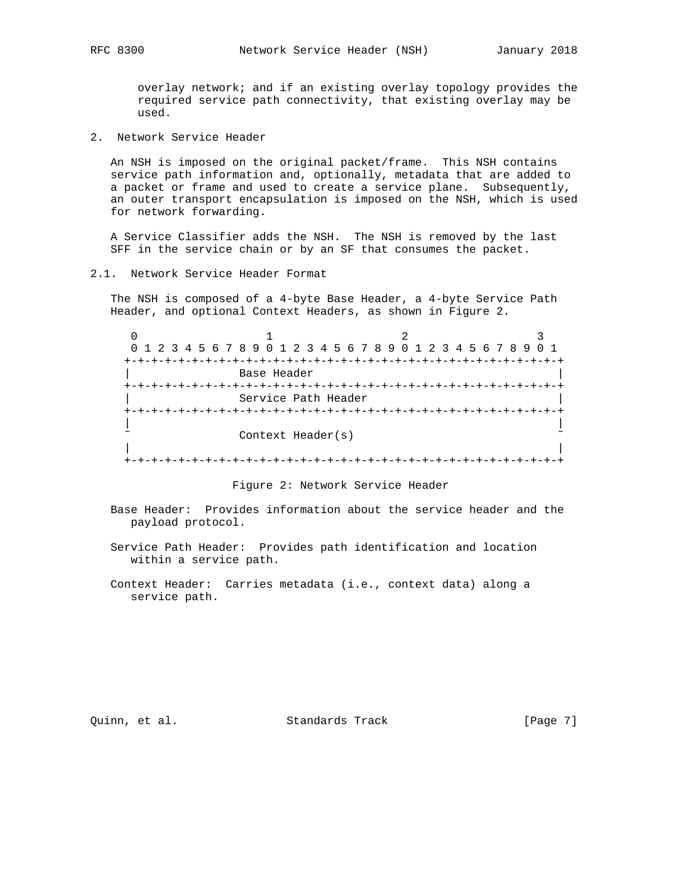overlay network; and if an existing overlay topology provides the required service path connectivity, that existing overlay may be used.

## 2. Network Service Header

An NSH is imposed on the original packet/frame. This NSH contains service path information and, optionally, metadata that are added to a packet or frame and used to create a service plane. Subsequently, an outer transport encapsulation is imposed on the NSH, which is used for network forwarding.

A Service Classifier adds the NSH. The NSH is removed by the last SFF in the service chain or by an SF that consumes the packet.

### 2.1. Network Service Header Format

The NSH is composed of a 4-byte Base Header, a 4-byte Service Path Header, and optional Context Headers, as shown in Figure 2.

```
 0                   1                   2                   3
 0 1 2 3 4 5 6 7 8 9 0 1 2 3 4 5 6 7 8 9 0 1 2 3 4 5 6 7 8 9 0 1
+-+-+-+-+-+-+-+-+-+-+-+-+-+-+-+-+-+-+-+-+-+-+-+-+-+-+-+-+-+-+-+-+
|                Base Header                                    |
+-+-+-+-+-+-+-+-+-+-+-+-+-+-+-+-+-+-+-+-+-+-+-+-+-+-+-+-+-+-+-+-+
|                Service Path Header                            |
+-+-+-+-+-+-+-+-+-+-+-+-+-+-+-+-+-+-+-+-+-+-+-+-+-+-+-+-+-+-+-+-+
|                                                               |
~                Context Header(s)                              ~
|                                                               |
+-+-+-+-+-+-+-+-+-+-+-+-+-+-+-+-+-+-+-+-+-+-+-+-+-+-+-+-+-+-+-+-+
```

Figure 2: Network Service Header

Base Header: Provides information about the service header and the payload protocol.

Service Path Header: Provides path identification and location within a service path.

Context Header: Carries metadata (i.e., context data) along a service path.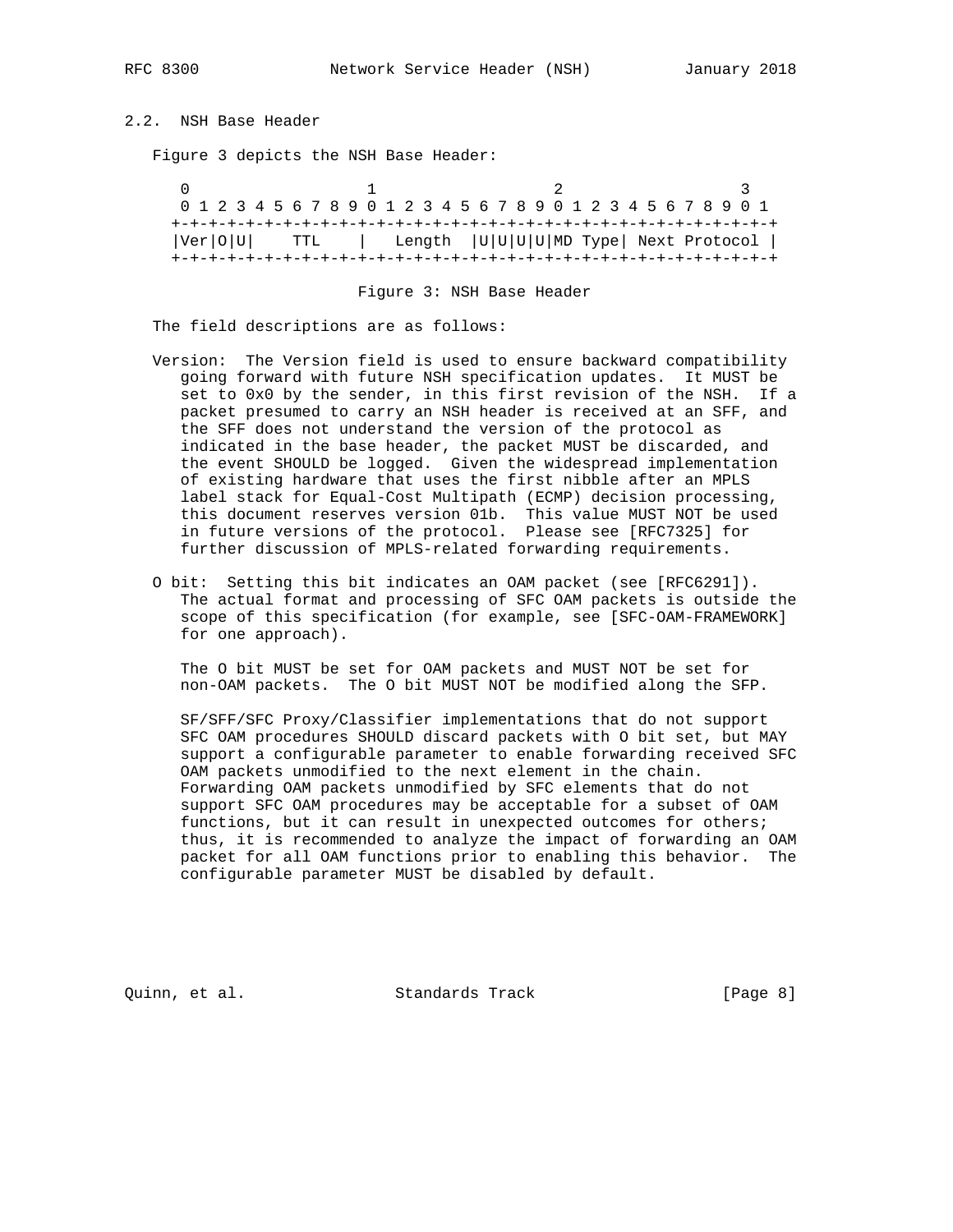### 2.2. NSH Base Header

Figure 3 depicts the NSH Base Header:

```
 0                   1                   2                   3
 0 1 2 3 4 5 6 7 8 9 0 1 2 3 4 5 6 7 8 9 0 1 2 3 4 5 6 7 8 9 0 1
+-+-+-+-+-+-+-+-+-+-+-+-+-+-+-+-+-+-+-+-+-+-+-+-+-+-+-+-+-+-+-+-+
|Ver|O|U|    TTL    |   Length  |U|U|U|U|MD Type| Next Protocol |
+-+-+-+-+-+-+-+-+-+-+-+-+-+-+-+-+-+-+-+-+-+-+-+-+-+-+-+-+-+-+-+-+
```

Figure 3: NSH Base Header

The field descriptions are as follows:

Version: The Version field is used to ensure backward compatibility going forward with future NSH specification updates. It MUST be set to 0x0 by the sender, in this first revision of the NSH. If a packet presumed to carry an NSH header is received at an SFF, and the SFF does not understand the version of the protocol as indicated in the base header, the packet MUST be discarded, and the event SHOULD be logged. Given the widespread implementation of existing hardware that uses the first nibble after an MPLS label stack for Equal-Cost Multipath (ECMP) decision processing, this document reserves version 01b. This value MUST NOT be used in future versions of the protocol. Please see [RFC7325] for further discussion of MPLS-related forwarding requirements.

O bit: Setting this bit indicates an OAM packet (see [RFC6291]). The actual format and processing of SFC OAM packets is outside the scope of this specification (for example, see [SFC-OAM-FRAMEWORK] for one approach).

The O bit MUST be set for OAM packets and MUST NOT be set for non-OAM packets. The O bit MUST NOT be modified along the SFP.

SF/SFF/SFC Proxy/Classifier implementations that do not support SFC OAM procedures SHOULD discard packets with O bit set, but MAY support a configurable parameter to enable forwarding received SFC OAM packets unmodified to the next element in the chain. Forwarding OAM packets unmodified by SFC elements that do not support SFC OAM procedures may be acceptable for a subset of OAM functions, but it can result in unexpected outcomes for others; thus, it is recommended to analyze the impact of forwarding an OAM packet for all OAM functions prior to enabling this behavior. The configurable parameter MUST be disabled by default.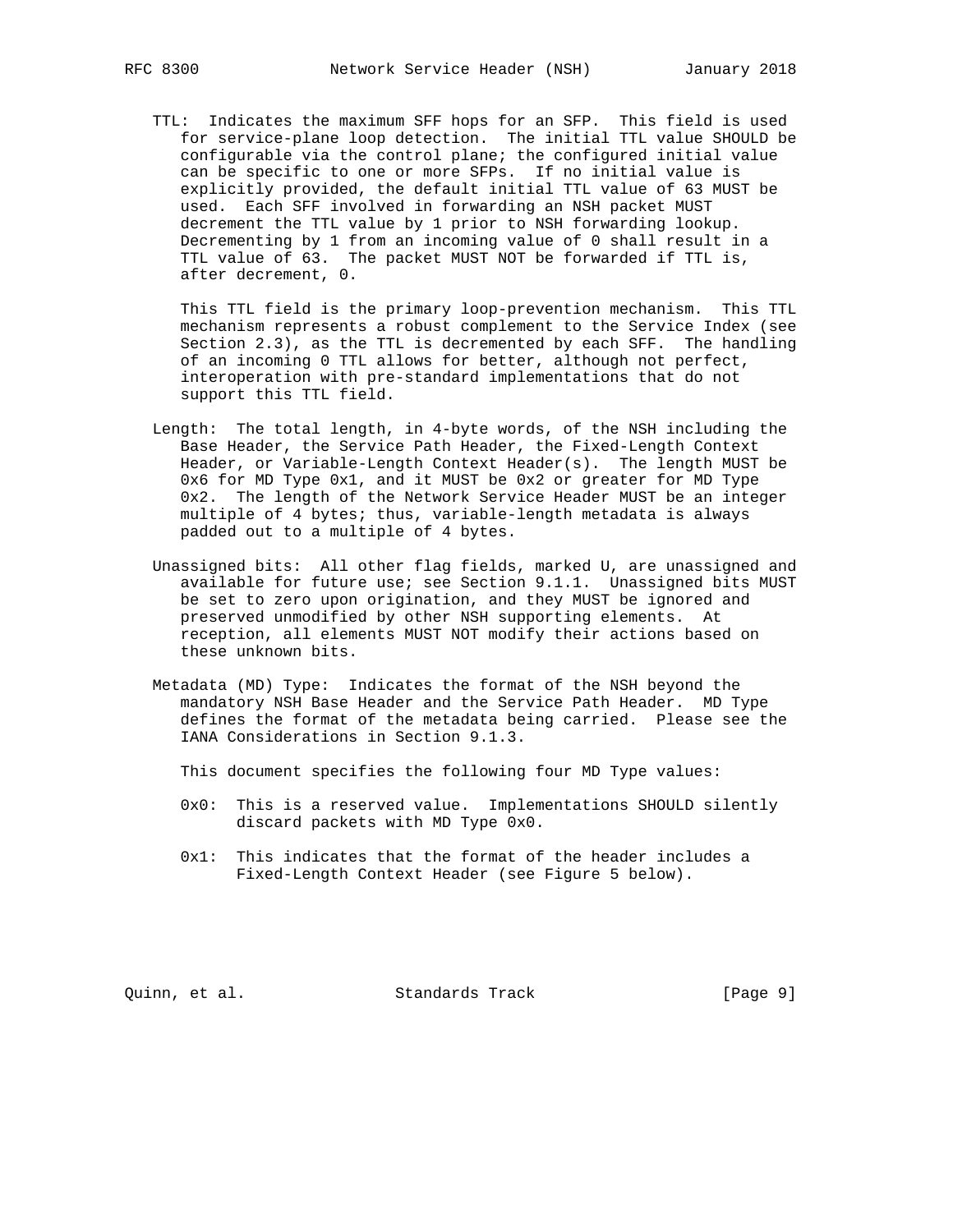TTL: Indicates the maximum SFF hops for an SFP. This field is used for service-plane loop detection. The initial TTL value SHOULD be configurable via the control plane; the configured initial value can be specific to one or more SFPs. If no initial value is explicitly provided, the default initial TTL value of 63 MUST be used. Each SFF involved in forwarding an NSH packet MUST decrement the TTL value by 1 prior to NSH forwarding lookup. Decrementing by 1 from an incoming value of 0 shall result in a TTL value of 63. The packet MUST NOT be forwarded if TTL is, after decrement, 0.

This TTL field is the primary loop-prevention mechanism. This TTL mechanism represents a robust complement to the Service Index (see Section 2.3), as the TTL is decremented by each SFF. The handling of an incoming 0 TTL allows for better, although not perfect, interoperation with pre-standard implementations that do not support this TTL field.

Length: The total length, in 4-byte words, of the NSH including the Base Header, the Service Path Header, the Fixed-Length Context Header, or Variable-Length Context Header(s). The length MUST be 0x6 for MD Type 0x1, and it MUST be 0x2 or greater for MD Type 0x2. The length of the Network Service Header MUST be an integer multiple of 4 bytes; thus, variable-length metadata is always padded out to a multiple of 4 bytes.

Unassigned bits: All other flag fields, marked U, are unassigned and available for future use; see Section 9.1.1. Unassigned bits MUST be set to zero upon origination, and they MUST be ignored and preserved unmodified by other NSH supporting elements. At reception, all elements MUST NOT modify their actions based on these unknown bits.

Metadata (MD) Type: Indicates the format of the NSH beyond the mandatory NSH Base Header and the Service Path Header. MD Type defines the format of the metadata being carried. Please see the IANA Considerations in Section 9.1.3.

This document specifies the following four MD Type values:

0x0: This is a reserved value. Implementations SHOULD silently discard packets with MD Type 0x0.

0x1: This indicates that the format of the header includes a Fixed-Length Context Header (see Figure 5 below).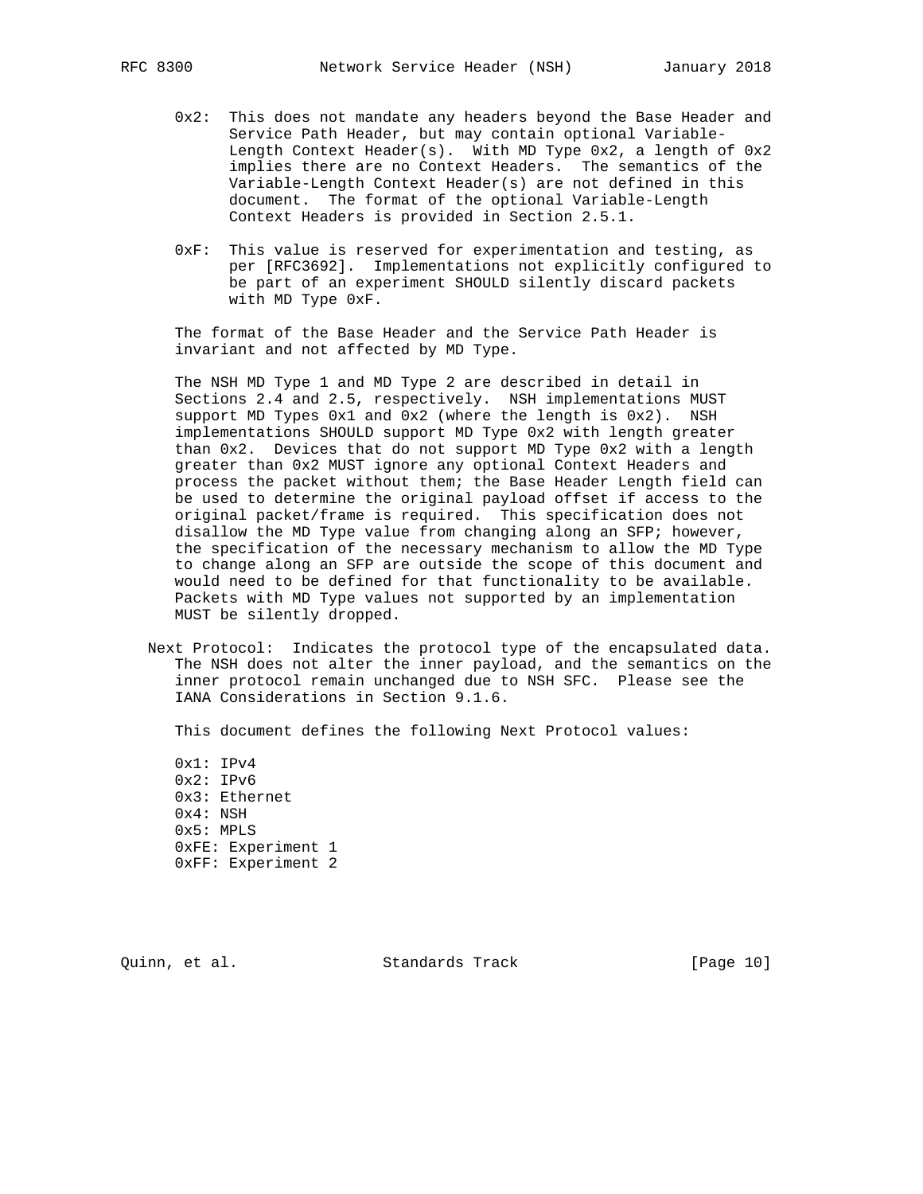0x2: This does not mandate any headers beyond the Base Header and Service Path Header, but may contain optional Variable-Length Context Header(s). With MD Type 0x2, a length of 0x2 implies there are no Context Headers. The semantics of the Variable-Length Context Header(s) are not defined in this document. The format of the optional Variable-Length Context Headers is provided in Section 2.5.1.

0xF: This value is reserved for experimentation and testing, as per [RFC3692]. Implementations not explicitly configured to be part of an experiment SHOULD silently discard packets with MD Type 0xF.

The format of the Base Header and the Service Path Header is invariant and not affected by MD Type.

The NSH MD Type 1 and MD Type 2 are described in detail in Sections 2.4 and 2.5, respectively. NSH implementations MUST support MD Types 0x1 and 0x2 (where the length is 0x2). NSH implementations SHOULD support MD Type 0x2 with length greater than 0x2. Devices that do not support MD Type 0x2 with a length greater than 0x2 MUST ignore any optional Context Headers and process the packet without them; the Base Header Length field can be used to determine the original payload offset if access to the original packet/frame is required. This specification does not disallow the MD Type value from changing along an SFP; however, the specification of the necessary mechanism to allow the MD Type to change along an SFP are outside the scope of this document and would need to be defined for that functionality to be available. Packets with MD Type values not supported by an implementation MUST be silently dropped.

Next Protocol: Indicates the protocol type of the encapsulated data. The NSH does not alter the inner payload, and the semantics on the inner protocol remain unchanged due to NSH SFC. Please see the IANA Considerations in Section 9.1.6.

This document defines the following Next Protocol values:

0x1: IPv4
0x2: IPv6
0x3: Ethernet
0x4: NSH
0x5: MPLS
0xFE: Experiment 1
0xFF: Experiment 2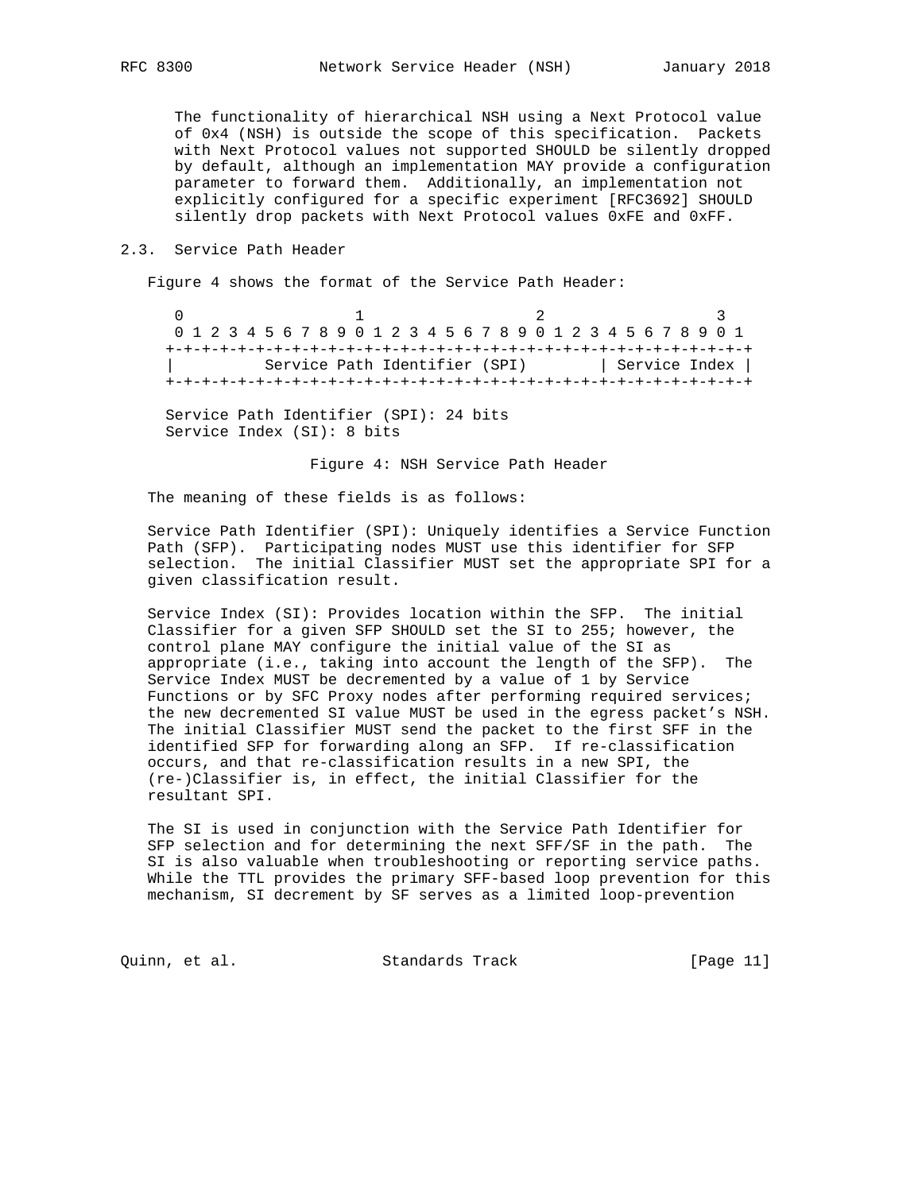The functionality of hierarchical NSH using a Next Protocol value of 0x4 (NSH) is outside the scope of this specification. Packets with Next Protocol values not supported SHOULD be silently dropped by default, although an implementation MAY provide a configuration parameter to forward them. Additionally, an implementation not explicitly configured for a specific experiment [RFC3692] SHOULD silently drop packets with Next Protocol values 0xFE and 0xFF.

## 2.3. Service Path Header

Figure 4 shows the format of the Service Path Header:

```
 0                   1                   2                   3
 0 1 2 3 4 5 6 7 8 9 0 1 2 3 4 5 6 7 8 9 0 1 2 3 4 5 6 7 8 9 0 1
+-+-+-+-+-+-+-+-+-+-+-+-+-+-+-+-+-+-+-+-+-+-+-+-+-+-+-+-+-+-+-+-+
|          Service Path Identifier (SPI)        | Service Index |
+-+-+-+-+-+-+-+-+-+-+-+-+-+-+-+-+-+-+-+-+-+-+-+-+-+-+-+-+-+-+-+-+

Service Path Identifier (SPI): 24 bits
Service Index (SI): 8 bits
```

Figure 4: NSH Service Path Header

The meaning of these fields is as follows:

Service Path Identifier (SPI): Uniquely identifies a Service Function Path (SFP). Participating nodes MUST use this identifier for SFP selection. The initial Classifier MUST set the appropriate SPI for a given classification result.

Service Index (SI): Provides location within the SFP. The initial Classifier for a given SFP SHOULD set the SI to 255; however, the control plane MAY configure the initial value of the SI as appropriate (i.e., taking into account the length of the SFP). The Service Index MUST be decremented by a value of 1 by Service Functions or by SFC Proxy nodes after performing required services; the new decremented SI value MUST be used in the egress packet's NSH. The initial Classifier MUST send the packet to the first SFF in the identified SFP for forwarding along an SFP. If re-classification occurs, and that re-classification results in a new SPI, the (re-)Classifier is, in effect, the initial Classifier for the resultant SPI.

The SI is used in conjunction with the Service Path Identifier for SFP selection and for determining the next SFF/SF in the path. The SI is also valuable when troubleshooting or reporting service paths. While the TTL provides the primary SFF-based loop prevention for this mechanism, SI decrement by SF serves as a limited loop-prevention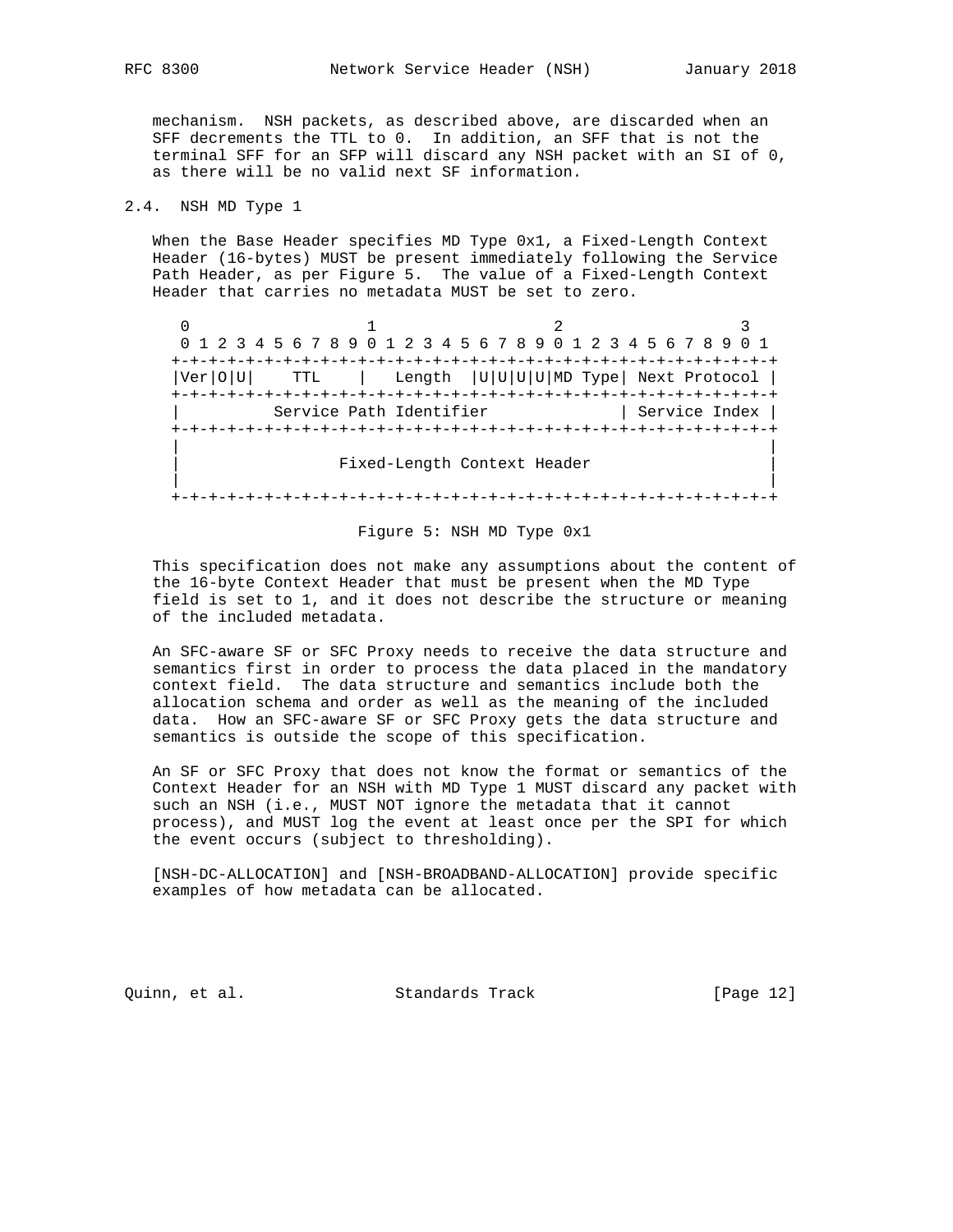mechanism. NSH packets, as described above, are discarded when an SFF decrements the TTL to 0. In addition, an SFF that is not the terminal SFF for an SFP will discard any NSH packet with an SI of 0, as there will be no valid next SF information.

### 2.4. NSH MD Type 1

When the Base Header specifies MD Type 0x1, a Fixed-Length Context Header (16-bytes) MUST be present immediately following the Service Path Header, as per Figure 5. The value of a Fixed-Length Context Header that carries no metadata MUST be set to zero.

```
 0                   1                   2                   3
 0 1 2 3 4 5 6 7 8 9 0 1 2 3 4 5 6 7 8 9 0 1 2 3 4 5 6 7 8 9 0 1
+-+-+-+-+-+-+-+-+-+-+-+-+-+-+-+-+-+-+-+-+-+-+-+-+-+-+-+-+-+-+-+-+
|Ver|O|U|    TTL    |   Length  |U|U|U|U|MD Type| Next Protocol |
+-+-+-+-+-+-+-+-+-+-+-+-+-+-+-+-+-+-+-+-+-+-+-+-+-+-+-+-+-+-+-+-+
|          Service Path Identifier              | Service Index |
+-+-+-+-+-+-+-+-+-+-+-+-+-+-+-+-+-+-+-+-+-+-+-+-+-+-+-+-+-+-+-+-+
|                                                               |
|                 Fixed-Length Context Header                   |
|                                                               |
+-+-+-+-+-+-+-+-+-+-+-+-+-+-+-+-+-+-+-+-+-+-+-+-+-+-+-+-+-+-+-+-+
```

Figure 5: NSH MD Type 0x1

This specification does not make any assumptions about the content of the 16-byte Context Header that must be present when the MD Type field is set to 1, and it does not describe the structure or meaning of the included metadata.

An SFC-aware SF or SFC Proxy needs to receive the data structure and semantics first in order to process the data placed in the mandatory context field. The data structure and semantics include both the allocation schema and order as well as the meaning of the included data. How an SFC-aware SF or SFC Proxy gets the data structure and semantics is outside the scope of this specification.

An SF or SFC Proxy that does not know the format or semantics of the Context Header for an NSH with MD Type 1 MUST discard any packet with such an NSH (i.e., MUST NOT ignore the metadata that it cannot process), and MUST log the event at least once per the SPI for which the event occurs (subject to thresholding).

[NSH-DC-ALLOCATION] and [NSH-BROADBAND-ALLOCATION] provide specific examples of how metadata can be allocated.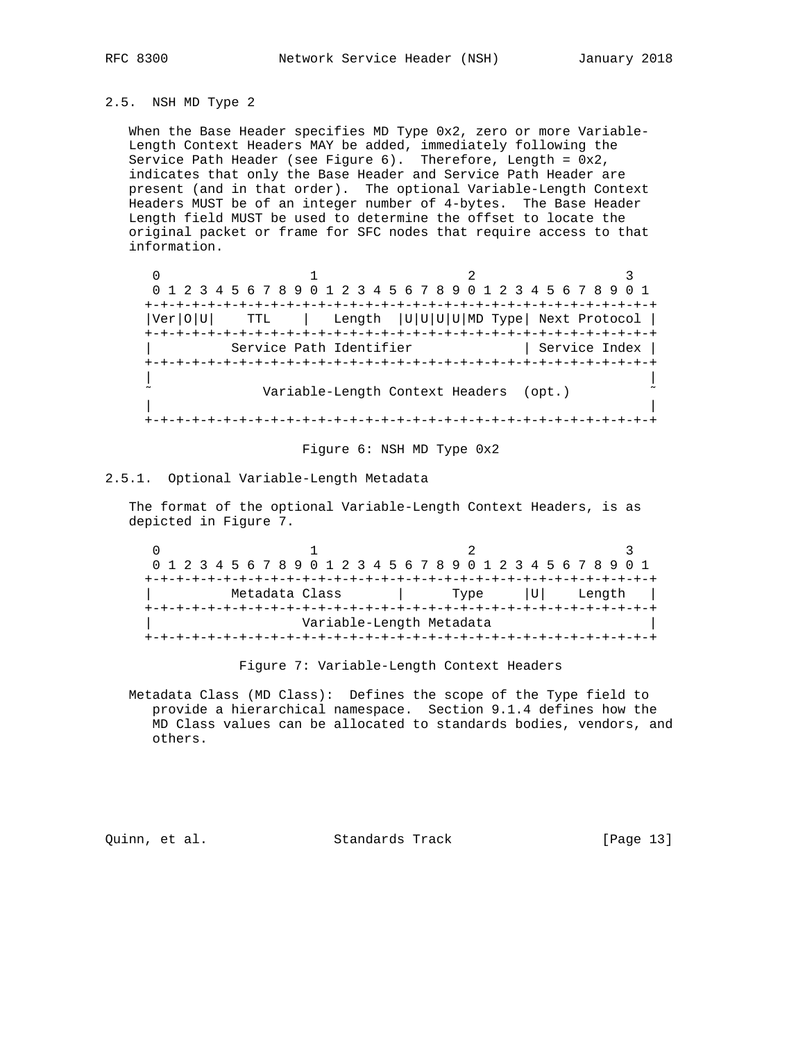## 2.5. NSH MD Type 2

When the Base Header specifies MD Type 0x2, zero or more Variable-Length Context Headers MAY be added, immediately following the Service Path Header (see Figure 6). Therefore, Length = 0x2, indicates that only the Base Header and Service Path Header are present (and in that order). The optional Variable-Length Context Headers MUST be of an integer number of 4-bytes. The Base Header Length field MUST be used to determine the offset to locate the original packet or frame for SFC nodes that require access to that information.

```
 0                   1                   2                   3
 0 1 2 3 4 5 6 7 8 9 0 1 2 3 4 5 6 7 8 9 0 1 2 3 4 5 6 7 8 9 0 1
+-+-+-+-+-+-+-+-+-+-+-+-+-+-+-+-+-+-+-+-+-+-+-+-+-+-+-+-+-+-+-+-+
|Ver|O|U|    TTL    |   Length  |U|U|U|U|MD Type| Next Protocol |
+-+-+-+-+-+-+-+-+-+-+-+-+-+-+-+-+-+-+-+-+-+-+-+-+-+-+-+-+-+-+-+-+
|          Service Path Identifier              | Service Index |
+-+-+-+-+-+-+-+-+-+-+-+-+-+-+-+-+-+-+-+-+-+-+-+-+-+-+-+-+-+-+-+-+
|                                                               |
~              Variable-Length Context Headers  (opt.)          ~
|                                                               |
+-+-+-+-+-+-+-+-+-+-+-+-+-+-+-+-+-+-+-+-+-+-+-+-+-+-+-+-+-+-+-+-+
```

Figure 6: NSH MD Type 0x2

### 2.5.1. Optional Variable-Length Metadata

The format of the optional Variable-Length Context Headers, is as depicted in Figure 7.

```
 0                   1                   2                   3
 0 1 2 3 4 5 6 7 8 9 0 1 2 3 4 5 6 7 8 9 0 1 2 3 4 5 6 7 8 9 0 1
+-+-+-+-+-+-+-+-+-+-+-+-+-+-+-+-+-+-+-+-+-+-+-+-+-+-+-+-+-+-+-+-+
|          Metadata Class       |      Type     |U|    Length   |
+-+-+-+-+-+-+-+-+-+-+-+-+-+-+-+-+-+-+-+-+-+-+-+-+-+-+-+-+-+-+-+-+
|                      Variable-Length Metadata                 |
+-+-+-+-+-+-+-+-+-+-+-+-+-+-+-+-+-+-+-+-+-+-+-+-+-+-+-+-+-+-+-+-+
```

Figure 7: Variable-Length Context Headers

Metadata Class (MD Class): Defines the scope of the Type field to provide a hierarchical namespace. Section 9.1.4 defines how the MD Class values can be allocated to standards bodies, vendors, and others.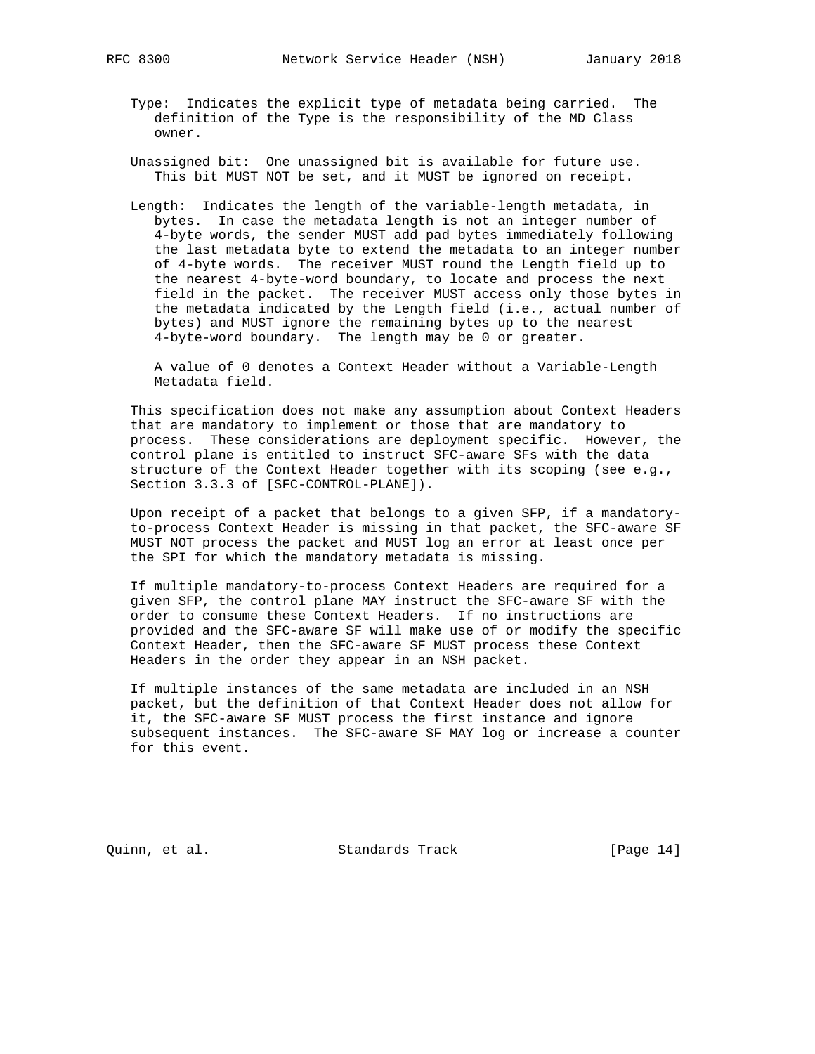Type: Indicates the explicit type of metadata being carried. The definition of the Type is the responsibility of the MD Class owner.

Unassigned bit: One unassigned bit is available for future use. This bit MUST NOT be set, and it MUST be ignored on receipt.

Length: Indicates the length of the variable-length metadata, in bytes. In case the metadata length is not an integer number of 4-byte words, the sender MUST add pad bytes immediately following the last metadata byte to extend the metadata to an integer number of 4-byte words. The receiver MUST round the Length field up to the nearest 4-byte-word boundary, to locate and process the next field in the packet. The receiver MUST access only those bytes in the metadata indicated by the Length field (i.e., actual number of bytes) and MUST ignore the remaining bytes up to the nearest 4-byte-word boundary. The length may be 0 or greater.

A value of 0 denotes a Context Header without a Variable-Length Metadata field.

This specification does not make any assumption about Context Headers that are mandatory to implement or those that are mandatory to process. These considerations are deployment specific. However, the control plane is entitled to instruct SFC-aware SFs with the data structure of the Context Header together with its scoping (see e.g., Section 3.3.3 of [SFC-CONTROL-PLANE]).

Upon receipt of a packet that belongs to a given SFP, if a mandatory-to-process Context Header is missing in that packet, the SFC-aware SF MUST NOT process the packet and MUST log an error at least once per the SPI for which the mandatory metadata is missing.

If multiple mandatory-to-process Context Headers are required for a given SFP, the control plane MAY instruct the SFC-aware SF with the order to consume these Context Headers. If no instructions are provided and the SFC-aware SF will make use of or modify the specific Context Header, then the SFC-aware SF MUST process these Context Headers in the order they appear in an NSH packet.

If multiple instances of the same metadata are included in an NSH packet, but the definition of that Context Header does not allow for it, the SFC-aware SF MUST process the first instance and ignore subsequent instances. The SFC-aware SF MAY log or increase a counter for this event.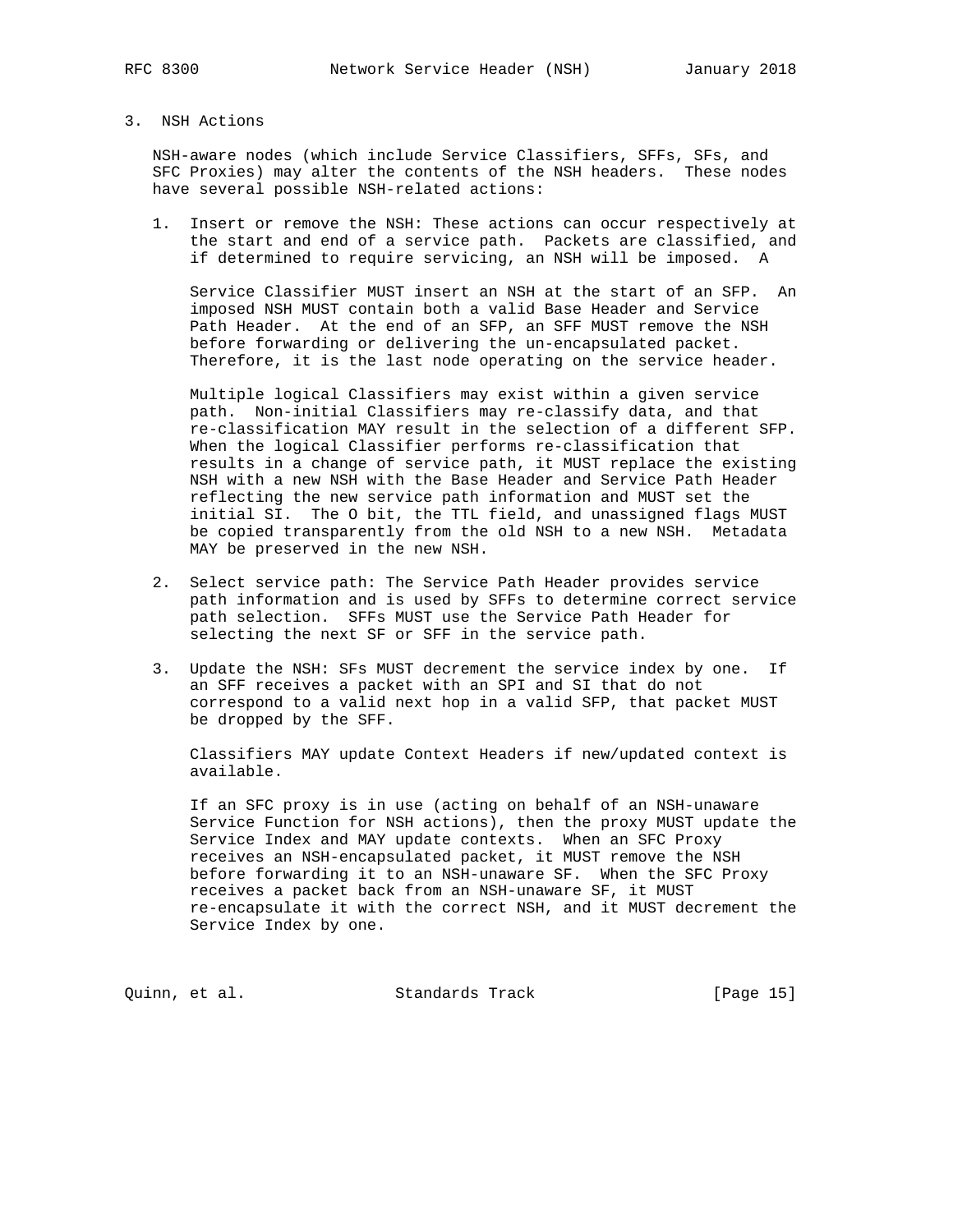## 3. NSH Actions

NSH-aware nodes (which include Service Classifiers, SFFs, SFs, and SFC Proxies) may alter the contents of the NSH headers. These nodes have several possible NSH-related actions:

1. Insert or remove the NSH: These actions can occur respectively at the start and end of a service path. Packets are classified, and if determined to require servicing, an NSH will be imposed. A

   Service Classifier MUST insert an NSH at the start of an SFP. An imposed NSH MUST contain both a valid Base Header and Service Path Header. At the end of an SFP, an SFF MUST remove the NSH before forwarding or delivering the un-encapsulated packet. Therefore, it is the last node operating on the service header.

   Multiple logical Classifiers may exist within a given service path. Non-initial Classifiers may re-classify data, and that re-classification MAY result in the selection of a different SFP. When the logical Classifier performs re-classification that results in a change of service path, it MUST replace the existing NSH with a new NSH with the Base Header and Service Path Header reflecting the new service path information and MUST set the initial SI. The O bit, the TTL field, and unassigned flags MUST be copied transparently from the old NSH to a new NSH. Metadata MAY be preserved in the new NSH.

2. Select service path: The Service Path Header provides service path information and is used by SFFs to determine correct service path selection. SFFs MUST use the Service Path Header for selecting the next SF or SFF in the service path.

3. Update the NSH: SFs MUST decrement the service index by one. If an SFF receives a packet with an SPI and SI that do not correspond to a valid next hop in a valid SFP, that packet MUST be dropped by the SFF.

   Classifiers MAY update Context Headers if new/updated context is available.

   If an SFC proxy is in use (acting on behalf of an NSH-unaware Service Function for NSH actions), then the proxy MUST update the Service Index and MAY update contexts. When an SFC Proxy receives an NSH-encapsulated packet, it MUST remove the NSH before forwarding it to an NSH-unaware SF. When the SFC Proxy receives a packet back from an NSH-unaware SF, it MUST re-encapsulate it with the correct NSH, and it MUST decrement the Service Index by one.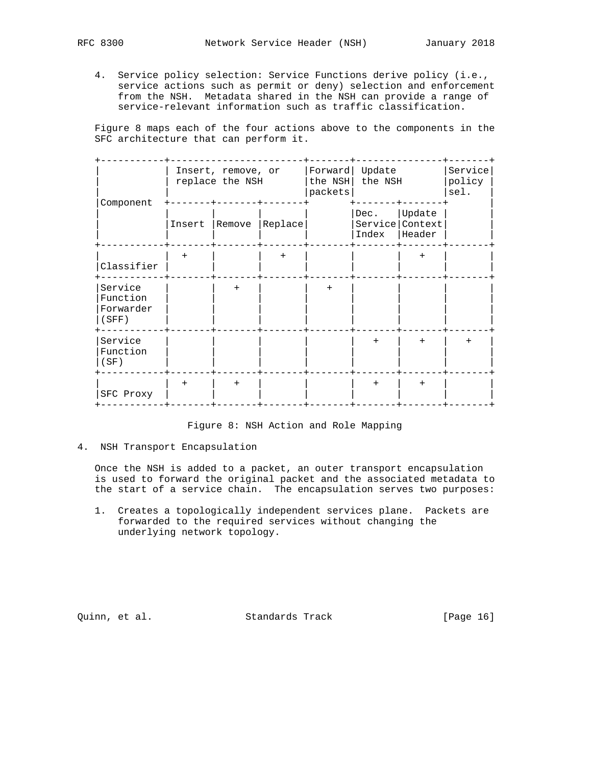4. Service policy selection: Service Functions derive policy (i.e., service actions such as permit or deny) selection and enforcement from the NSH. Metadata shared in the NSH can provide a range of service-relevant information such as traffic classification.

Figure 8 maps each of the four actions above to the components in the SFC architecture that can perform it.

| Component | Insert, remove, or replace the NSH | | | Forward the NSH packets | Update the NSH | | Service policy sel. |
|---|---|---|---|---|---|---|---|
| | Insert | Remove | Replace | | Dec. Service Index | Update Context Header | |
| Classifier | + | | + | | | + | |
| Service Function Forwarder (SFF) | | + | | + | | | |
| Service Function (SF) | | | | | + | + | + |
| SFC Proxy | + | + | | | + | + | |

Figure 8: NSH Action and Role Mapping

## 4. NSH Transport Encapsulation

Once the NSH is added to a packet, an outer transport encapsulation is used to forward the original packet and the associated metadata to the start of a service chain. The encapsulation serves two purposes:

1. Creates a topologically independent services plane. Packets are forwarded to the required services without changing the underlying network topology.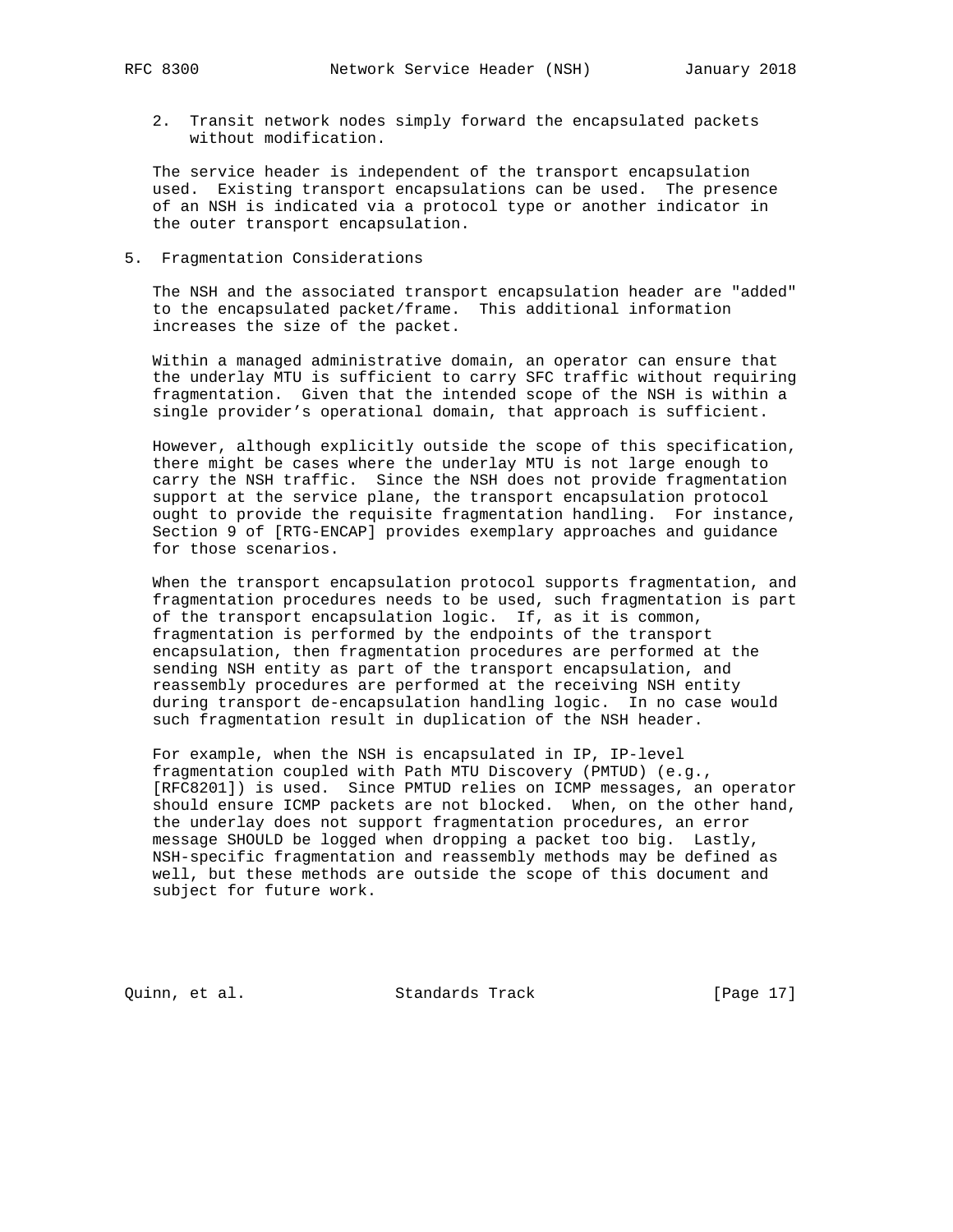2. Transit network nodes simply forward the encapsulated packets without modification.

The service header is independent of the transport encapsulation used. Existing transport encapsulations can be used. The presence of an NSH is indicated via a protocol type or another indicator in the outer transport encapsulation.

## 5. Fragmentation Considerations

The NSH and the associated transport encapsulation header are "added" to the encapsulated packet/frame. This additional information increases the size of the packet.

Within a managed administrative domain, an operator can ensure that the underlay MTU is sufficient to carry SFC traffic without requiring fragmentation. Given that the intended scope of the NSH is within a single provider's operational domain, that approach is sufficient.

However, although explicitly outside the scope of this specification, there might be cases where the underlay MTU is not large enough to carry the NSH traffic. Since the NSH does not provide fragmentation support at the service plane, the transport encapsulation protocol ought to provide the requisite fragmentation handling. For instance, Section 9 of [RTG-ENCAP] provides exemplary approaches and guidance for those scenarios.

When the transport encapsulation protocol supports fragmentation, and fragmentation procedures needs to be used, such fragmentation is part of the transport encapsulation logic. If, as it is common, fragmentation is performed by the endpoints of the transport encapsulation, then fragmentation procedures are performed at the sending NSH entity as part of the transport encapsulation, and reassembly procedures are performed at the receiving NSH entity during transport de-encapsulation handling logic. In no case would such fragmentation result in duplication of the NSH header.

For example, when the NSH is encapsulated in IP, IP-level fragmentation coupled with Path MTU Discovery (PMTUD) (e.g., [RFC8201]) is used. Since PMTUD relies on ICMP messages, an operator should ensure ICMP packets are not blocked. When, on the other hand, the underlay does not support fragmentation procedures, an error message SHOULD be logged when dropping a packet too big. Lastly, NSH-specific fragmentation and reassembly methods may be defined as well, but these methods are outside the scope of this document and subject for future work.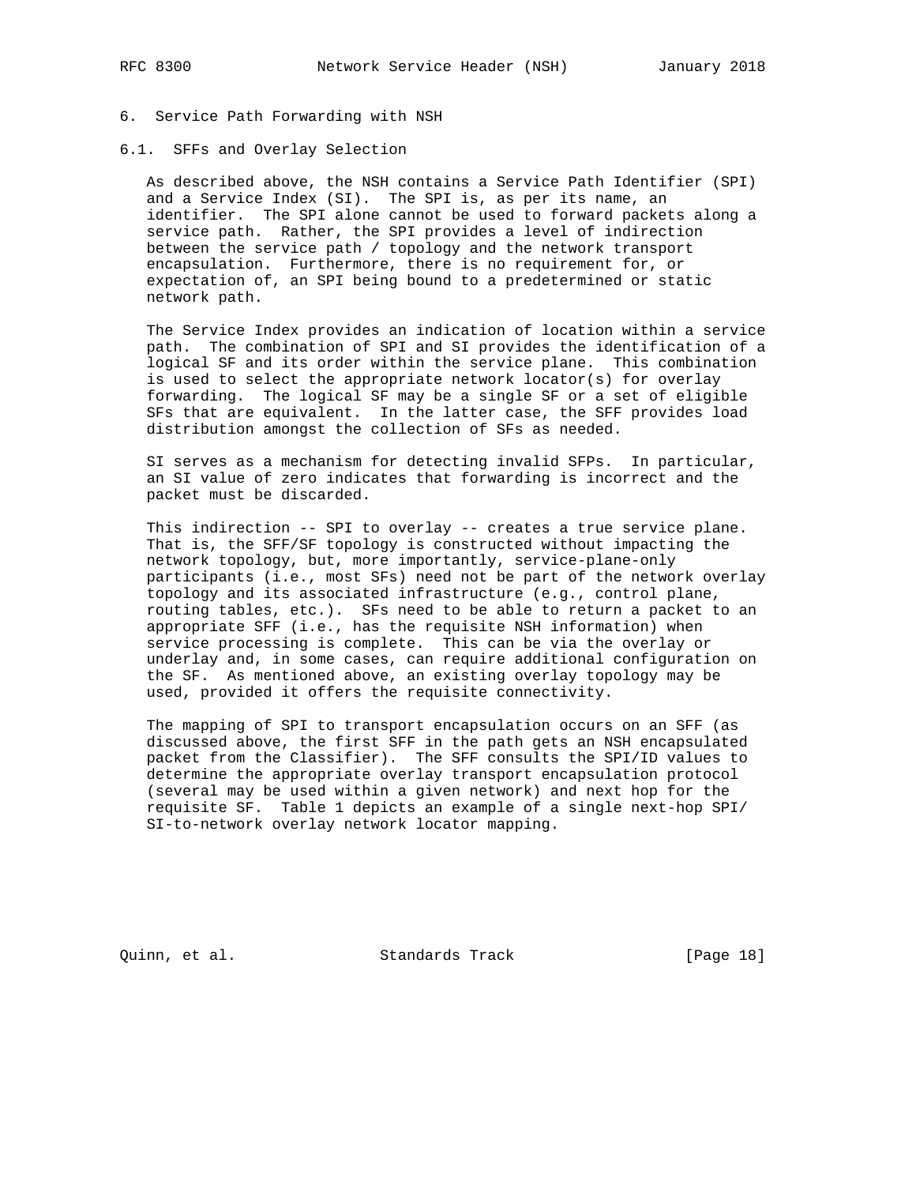# 6. Service Path Forwarding with NSH

## 6.1. SFFs and Overlay Selection

As described above, the NSH contains a Service Path Identifier (SPI) and a Service Index (SI). The SPI is, as per its name, an identifier. The SPI alone cannot be used to forward packets along a service path. Rather, the SPI provides a level of indirection between the service path / topology and the network transport encapsulation. Furthermore, there is no requirement for, or expectation of, an SPI being bound to a predetermined or static network path.

The Service Index provides an indication of location within a service path. The combination of SPI and SI provides the identification of a logical SF and its order within the service plane. This combination is used to select the appropriate network locator(s) for overlay forwarding. The logical SF may be a single SF or a set of eligible SFs that are equivalent. In the latter case, the SFF provides load distribution amongst the collection of SFs as needed.

SI serves as a mechanism for detecting invalid SFPs. In particular, an SI value of zero indicates that forwarding is incorrect and the packet must be discarded.

This indirection -- SPI to overlay -- creates a true service plane. That is, the SFF/SF topology is constructed without impacting the network topology, but, more importantly, service-plane-only participants (i.e., most SFs) need not be part of the network overlay topology and its associated infrastructure (e.g., control plane, routing tables, etc.). SFs need to be able to return a packet to an appropriate SFF (i.e., has the requisite NSH information) when service processing is complete. This can be via the overlay or underlay and, in some cases, can require additional configuration on the SF. As mentioned above, an existing overlay topology may be used, provided it offers the requisite connectivity.

The mapping of SPI to transport encapsulation occurs on an SFF (as discussed above, the first SFF in the path gets an NSH encapsulated packet from the Classifier). The SFF consults the SPI/ID values to determine the appropriate overlay transport encapsulation protocol (several may be used within a given network) and next hop for the requisite SF. Table 1 depicts an example of a single next-hop SPI/SI-to-network overlay network locator mapping.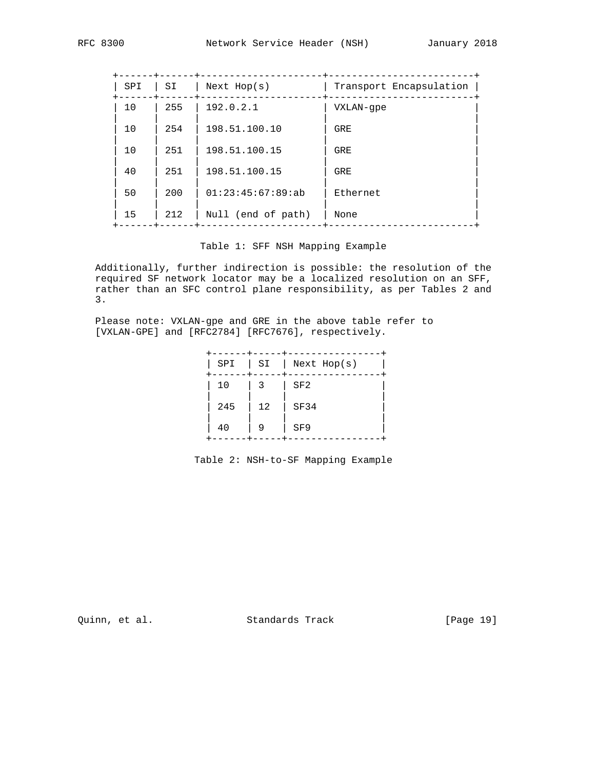| SPI | SI | Next Hop(s) | Transport Encapsulation |
|---|---|---|---|
| 10 | 255 | 192.0.2.1 | VXLAN-gpe |
| 10 | 254 | 198.51.100.10 | GRE |
| 10 | 251 | 198.51.100.15 | GRE |
| 40 | 251 | 198.51.100.15 | GRE |
| 50 | 200 | 01:23:45:67:89:ab | Ethernet |
| 15 | 212 | Null (end of path) | None |

Table 1: SFF NSH Mapping Example

Additionally, further indirection is possible: the resolution of the required SF network locator may be a localized resolution on an SFF, rather than an SFC control plane responsibility, as per Tables 2 and 3.

Please note: VXLAN-gpe and GRE in the above table refer to [VXLAN-GPE] and [RFC2784] [RFC7676], respectively.

| SPI | SI | Next Hop(s) |
|---|---|---|
| 10 | 3 | SF2 |
| 245 | 12 | SF34 |
| 40 | 9 | SF9 |

Table 2: NSH-to-SF Mapping Example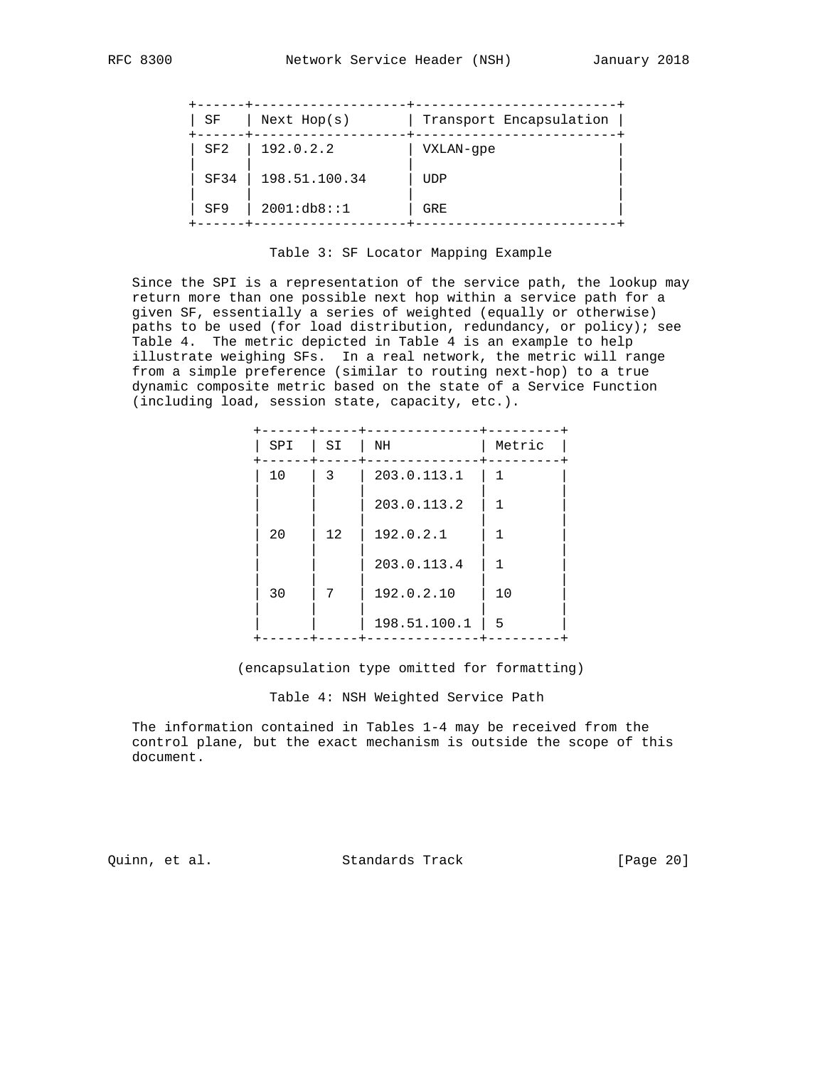| SF | Next Hop(s) | Transport Encapsulation |
|---|---|---|
| SF2 | 192.0.2.2 | VXLAN-gpe |
| SF34 | 198.51.100.34 | UDP |
| SF9 | 2001:db8::1 | GRE |

Table 3: SF Locator Mapping Example

Since the SPI is a representation of the service path, the lookup may return more than one possible next hop within a service path for a given SF, essentially a series of weighted (equally or otherwise) paths to be used (for load distribution, redundancy, or policy); see Table 4. The metric depicted in Table 4 is an example to help illustrate weighing SFs. In a real network, the metric will range from a simple preference (similar to routing next-hop) to a true dynamic composite metric based on the state of a Service Function (including load, session state, capacity, etc.).

| SPI | SI | NH | Metric |
|---|---|---|---|
| 10 | 3 | 203.0.113.1 | 1 |
| | | 203.0.113.2 | 1 |
| 20 | 12 | 192.0.2.1 | 1 |
| | | 203.0.113.4 | 1 |
| 30 | 7 | 192.0.2.10 | 10 |
| | | 198.51.100.1 | 5 |

(encapsulation type omitted for formatting)

Table 4: NSH Weighted Service Path

The information contained in Tables 1-4 may be received from the control plane, but the exact mechanism is outside the scope of this document.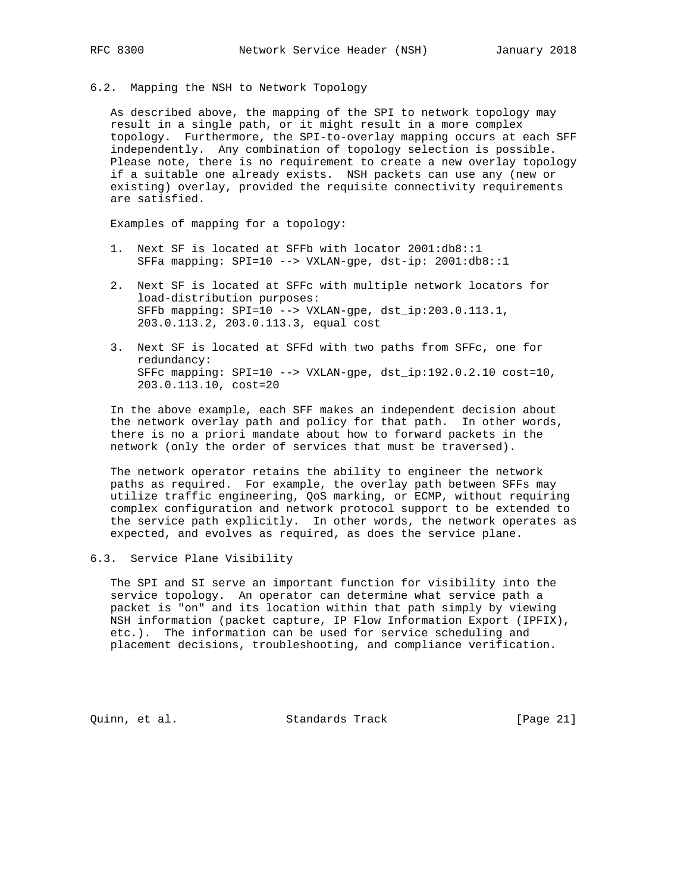### 6.2. Mapping the NSH to Network Topology

As described above, the mapping of the SPI to network topology may result in a single path, or it might result in a more complex topology. Furthermore, the SPI-to-overlay mapping occurs at each SFF independently. Any combination of topology selection is possible. Please note, there is no requirement to create a new overlay topology if a suitable one already exists. NSH packets can use any (new or existing) overlay, provided the requisite connectivity requirements are satisfied.

Examples of mapping for a topology:

1. Next SF is located at SFFb with locator 2001:db8::1
   SFFa mapping: SPI=10 --> VXLAN-gpe, dst-ip: 2001:db8::1

2. Next SF is located at SFFc with multiple network locators for load-distribution purposes:
   SFFb mapping: SPI=10 --> VXLAN-gpe, dst_ip:203.0.113.1, 203.0.113.2, 203.0.113.3, equal cost

3. Next SF is located at SFFd with two paths from SFFc, one for redundancy:
   SFFc mapping: SPI=10 --> VXLAN-gpe, dst_ip:192.0.2.10 cost=10, 203.0.113.10, cost=20

In the above example, each SFF makes an independent decision about the network overlay path and policy for that path. In other words, there is no a priori mandate about how to forward packets in the network (only the order of services that must be traversed).

The network operator retains the ability to engineer the network paths as required. For example, the overlay path between SFFs may utilize traffic engineering, QoS marking, or ECMP, without requiring complex configuration and network protocol support to be extended to the service path explicitly. In other words, the network operates as expected, and evolves as required, as does the service plane.

### 6.3. Service Plane Visibility

The SPI and SI serve an important function for visibility into the service topology. An operator can determine what service path a packet is "on" and its location within that path simply by viewing NSH information (packet capture, IP Flow Information Export (IPFIX), etc.). The information can be used for service scheduling and placement decisions, troubleshooting, and compliance verification.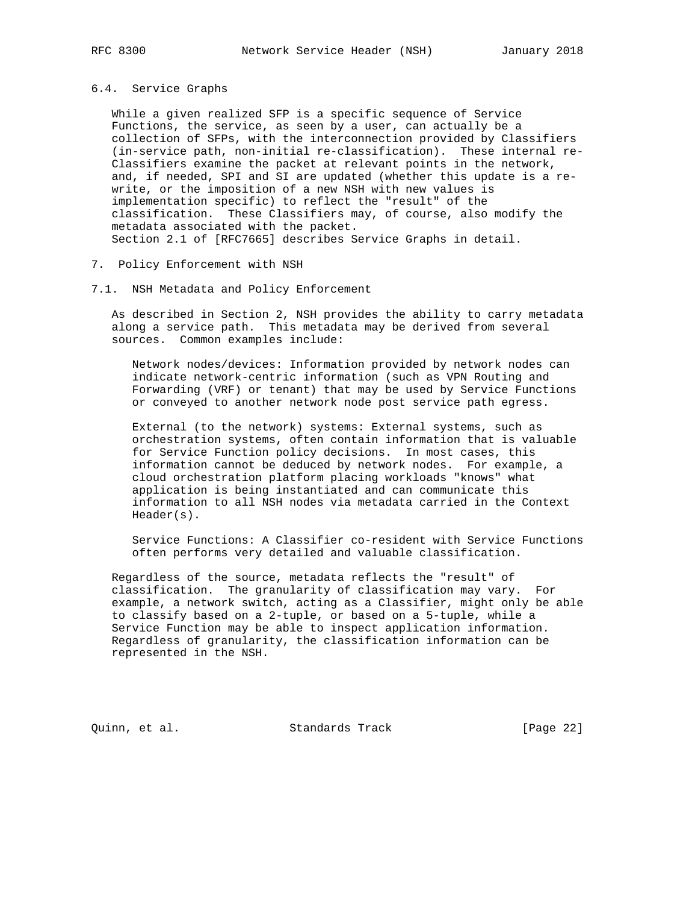### 6.4. Service Graphs

While a given realized SFP is a specific sequence of Service Functions, the service, as seen by a user, can actually be a collection of SFPs, with the interconnection provided by Classifiers (in-service path, non-initial re-classification). These internal re-Classifiers examine the packet at relevant points in the network, and, if needed, SPI and SI are updated (whether this update is a re-write, or the imposition of a new NSH with new values is implementation specific) to reflect the "result" of the classification. These Classifiers may, of course, also modify the metadata associated with the packet. Section 2.1 of [RFC7665] describes Service Graphs in detail.

## 7. Policy Enforcement with NSH

### 7.1. NSH Metadata and Policy Enforcement

As described in Section 2, NSH provides the ability to carry metadata along a service path. This metadata may be derived from several sources. Common examples include:

Network nodes/devices: Information provided by network nodes can indicate network-centric information (such as VPN Routing and Forwarding (VRF) or tenant) that may be used by Service Functions or conveyed to another network node post service path egress.

External (to the network) systems: External systems, such as orchestration systems, often contain information that is valuable for Service Function policy decisions. In most cases, this information cannot be deduced by network nodes. For example, a cloud orchestration platform placing workloads "knows" what application is being instantiated and can communicate this information to all NSH nodes via metadata carried in the Context Header(s).

Service Functions: A Classifier co-resident with Service Functions often performs very detailed and valuable classification.

Regardless of the source, metadata reflects the "result" of classification. The granularity of classification may vary. For example, a network switch, acting as a Classifier, might only be able to classify based on a 2-tuple, or based on a 5-tuple, while a Service Function may be able to inspect application information. Regardless of granularity, the classification information can be represented in the NSH.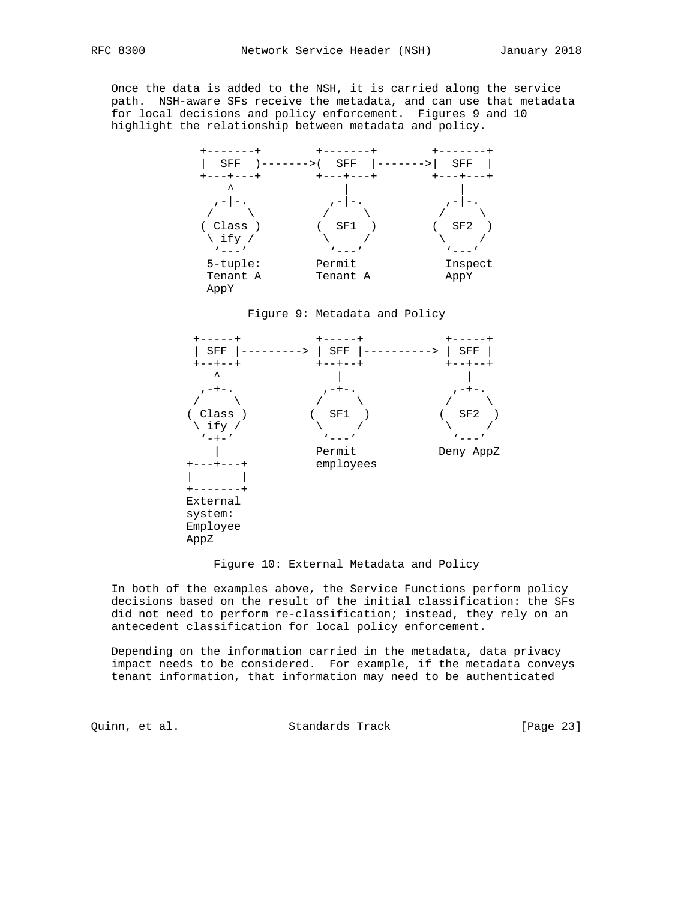Once the data is added to the NSH, it is carried along the service path. NSH-aware SFs receive the metadata, and can use that metadata for local decisions and policy enforcement. Figures 9 and 10 highlight the relationship between metadata and policy.

```
 +-------+        +-------+        +-------+
 |  SFF  )------->(  SFF  |------->|  SFF  |
 +---+---+        +---+---+        +---+---+
     ^                |                |
   ,-|-.            ,-|-.            ,-|-.
  /     \          /     \          /     \
 ( Class )        (  SF1  )        (  SF2  )
  \ ify /          \     /          \     /
   '---'            '---'            '---'
  5-tuple:        Permit            Inspect
  Tenant A        Tenant A          AppY
  AppY
```

Figure 9: Metadata and Policy

```
  +-----+          +-----+           +-----+
  | SFF |---------> | SFF |----------> | SFF |
  +--+--+          +--+--+           +--+--+
     ^                |                 |
   ,-+-.            ,-+-.             ,-+-.
  /     \          /     \           /     \
( Class )        (  SF1  )         (  SF2  )
  \ ify /          \     /           \     /
   '-+-'            '---'             '---'
     |             Permit           Deny AppZ
+---+---+          employees
|       |
+-------+
External
system:
Employee
AppZ
```

Figure 10: External Metadata and Policy

In both of the examples above, the Service Functions perform policy decisions based on the result of the initial classification: the SFs did not need to perform re-classification; instead, they rely on an antecedent classification for local policy enforcement.

Depending on the information carried in the metadata, data privacy impact needs to be considered. For example, if the metadata conveys tenant information, that information may need to be authenticated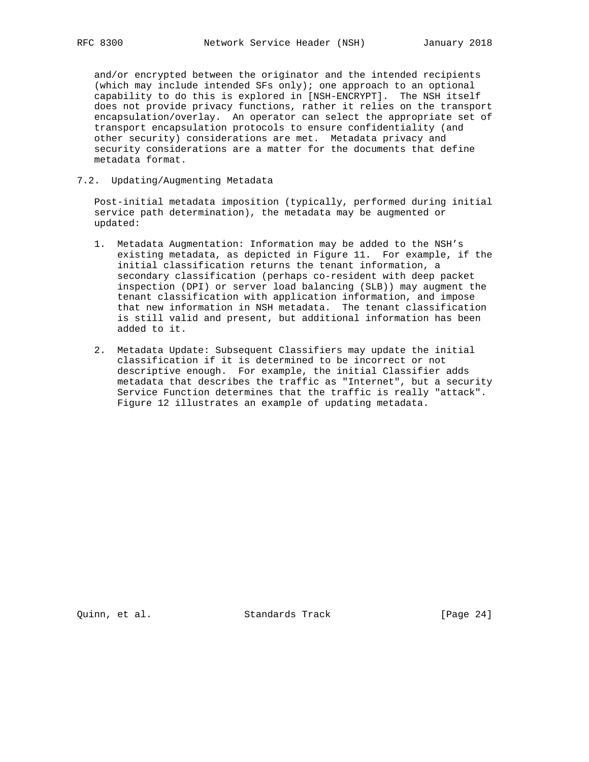and/or encrypted between the originator and the intended recipients (which may include intended SFs only); one approach to an optional capability to do this is explored in [NSH-ENCRYPT]. The NSH itself does not provide privacy functions, rather it relies on the transport encapsulation/overlay. An operator can select the appropriate set of transport encapsulation protocols to ensure confidentiality (and other security) considerations are met. Metadata privacy and security considerations are a matter for the documents that define metadata format.

## 7.2. Updating/Augmenting Metadata

Post-initial metadata imposition (typically, performed during initial service path determination), the metadata may be augmented or updated:

1. Metadata Augmentation: Information may be added to the NSH's existing metadata, as depicted in Figure 11. For example, if the initial classification returns the tenant information, a secondary classification (perhaps co-resident with deep packet inspection (DPI) or server load balancing (SLB)) may augment the tenant classification with application information, and impose that new information in NSH metadata. The tenant classification is still valid and present, but additional information has been added to it.

2. Metadata Update: Subsequent Classifiers may update the initial classification if it is determined to be incorrect or not descriptive enough. For example, the initial Classifier adds metadata that describes the traffic as "Internet", but a security Service Function determines that the traffic is really "attack". Figure 12 illustrates an example of updating metadata.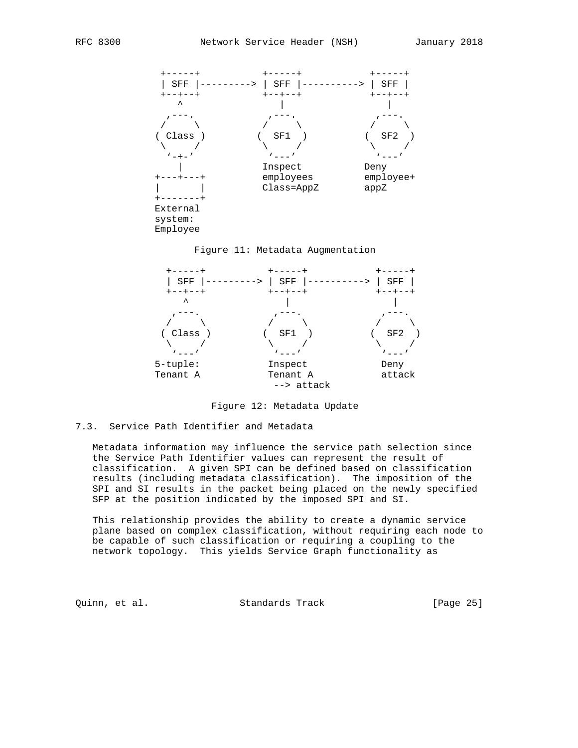```
 +-----+           +-----+            +-----+
 | SFF |---------> | SFF |----------> | SFF |
 +--+--+           +--+--+            +--+--+
    ^                 |                  |
  ,---.             ,---.              ,---.
 /     \           /     \            /     \
( Class )         (  SF1  )          (  SF2  )
 \     /           \     /            \     /
  `-+-'             `---'              `---'
    |              Inspect            Deny
+---+---+          employees          employee+
|       |          Class=AppZ         appZ
+-------+
External
system:
Employee
```

Figure 11: Metadata Augmentation

```
 +-----+           +-----+            +-----+
 | SFF |---------> | SFF |----------> | SFF |
 +--+--+           +--+--+            +--+--+
    ^                 |                  |
  ,---.             ,---.              ,---.
 /     \           /     \            /     \
( Class )         (  SF1  )          (  SF2  )
 \     /           \     /            \     /
  `---'             `---'              `---'
5-tuple:           Inspect            Deny
Tenant A           Tenant A           attack
                    --> attack
```

Figure 12: Metadata Update

## 7.3. Service Path Identifier and Metadata

Metadata information may influence the service path selection since the Service Path Identifier values can represent the result of classification. A given SPI can be defined based on classification results (including metadata classification). The imposition of the SPI and SI results in the packet being placed on the newly specified SFP at the position indicated by the imposed SPI and SI.

This relationship provides the ability to create a dynamic service plane based on complex classification, without requiring each node to be capable of such classification or requiring a coupling to the network topology. This yields Service Graph functionality as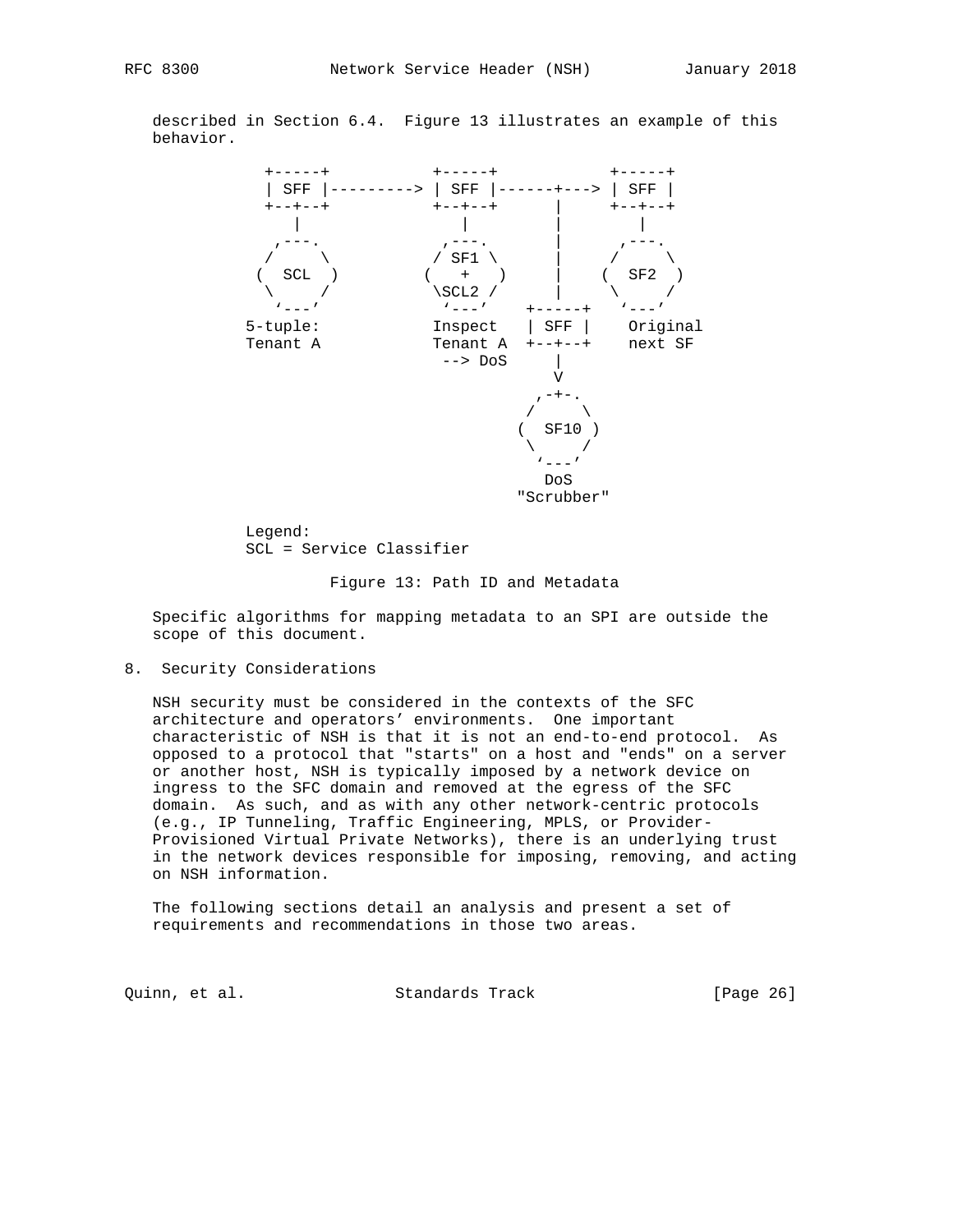described in Section 6.4. Figure 13 illustrates an example of this behavior.

```
    +-----+           +-----+            +-----+
    | SFF |---------> | SFF |------+---> | SFF |
    +--+--+           +--+--+      |     +--+--+
       |                 |         |        |
     ,---.             ,---.       |      ,---.
    /     \           / SF1 \      |     /     \
   (  SCL  )         (   +   )     |    (  SF2  )
    \     /           \SCL2 /      |     \     /
     `---'             `---'    +-----+   `---'
  5-tuple:           Inspect   | SFF |    Original
  Tenant A           Tenant A  +--+--+    next SF
                      --> DoS     |
                                  V
                                ,-+-.
                               /     \
                              (  SF10 )
                               \     /
                                `---'
                                 DoS
                              "Scrubber"

  Legend:
  SCL = Service Classifier
```

Figure 13: Path ID and Metadata

Specific algorithms for mapping metadata to an SPI are outside the scope of this document.

# 8. Security Considerations

NSH security must be considered in the contexts of the SFC architecture and operators' environments. One important characteristic of NSH is that it is not an end-to-end protocol. As opposed to a protocol that "starts" on a host and "ends" on a server or another host, NSH is typically imposed by a network device on ingress to the SFC domain and removed at the egress of the SFC domain. As such, and as with any other network-centric protocols (e.g., IP Tunneling, Traffic Engineering, MPLS, or Provider-Provisioned Virtual Private Networks), there is an underlying trust in the network devices responsible for imposing, removing, and acting on NSH information.

The following sections detail an analysis and present a set of requirements and recommendations in those two areas.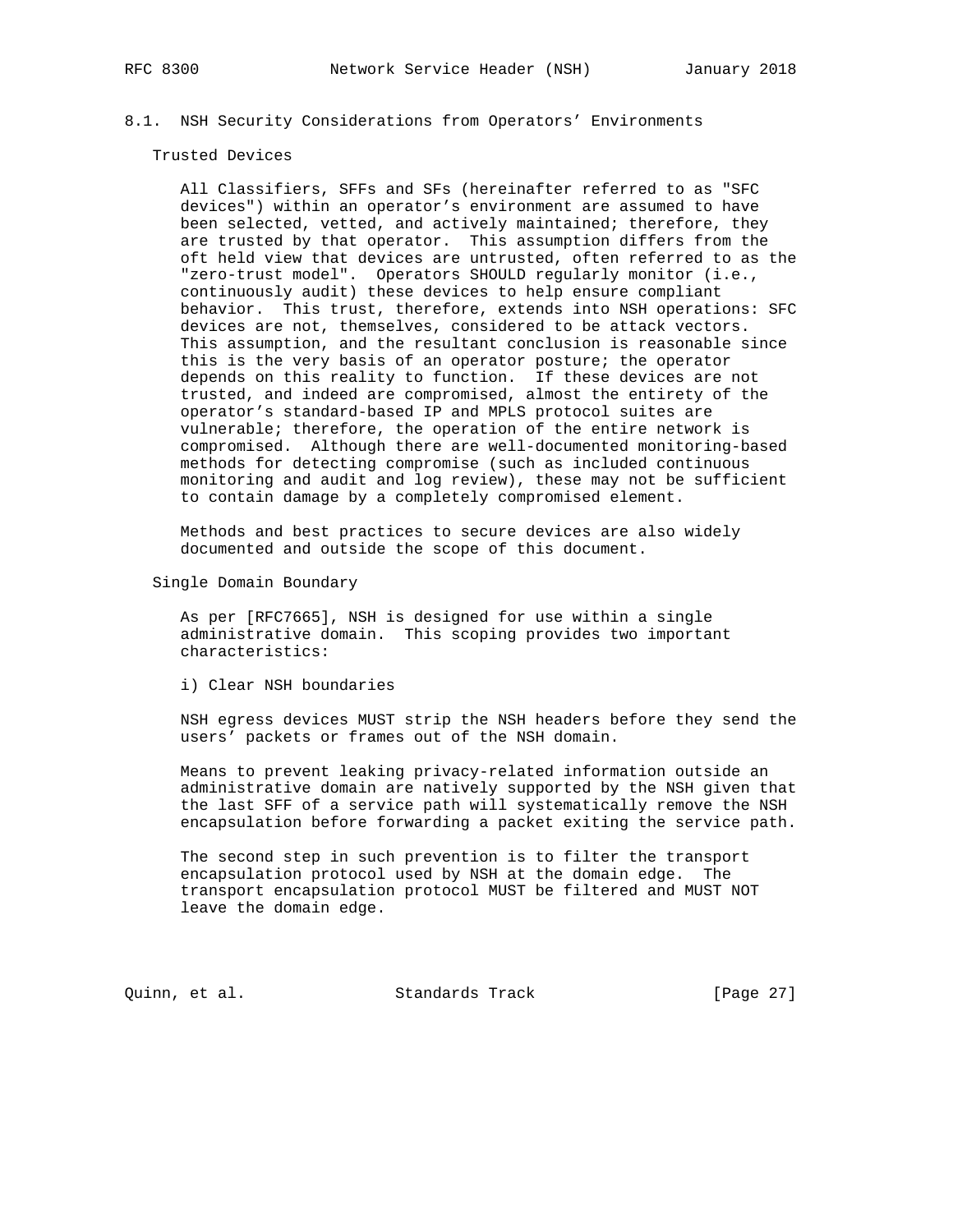### 8.1. NSH Security Considerations from Operators' Environments

Trusted Devices

All Classifiers, SFFs and SFs (hereinafter referred to as "SFC devices") within an operator's environment are assumed to have been selected, vetted, and actively maintained; therefore, they are trusted by that operator. This assumption differs from the oft held view that devices are untrusted, often referred to as the "zero-trust model". Operators SHOULD regularly monitor (i.e., continuously audit) these devices to help ensure compliant behavior. This trust, therefore, extends into NSH operations: SFC devices are not, themselves, considered to be attack vectors. This assumption, and the resultant conclusion is reasonable since this is the very basis of an operator posture; the operator depends on this reality to function. If these devices are not trusted, and indeed are compromised, almost the entirety of the operator's standard-based IP and MPLS protocol suites are vulnerable; therefore, the operation of the entire network is compromised. Although there are well-documented monitoring-based methods for detecting compromise (such as included continuous monitoring and audit and log review), these may not be sufficient to contain damage by a completely compromised element.

Methods and best practices to secure devices are also widely documented and outside the scope of this document.

Single Domain Boundary

As per [RFC7665], NSH is designed for use within a single administrative domain. This scoping provides two important characteristics:

i) Clear NSH boundaries

NSH egress devices MUST strip the NSH headers before they send the users' packets or frames out of the NSH domain.

Means to prevent leaking privacy-related information outside an administrative domain are natively supported by the NSH given that the last SFF of a service path will systematically remove the NSH encapsulation before forwarding a packet exiting the service path.

The second step in such prevention is to filter the transport encapsulation protocol used by NSH at the domain edge. The transport encapsulation protocol MUST be filtered and MUST NOT leave the domain edge.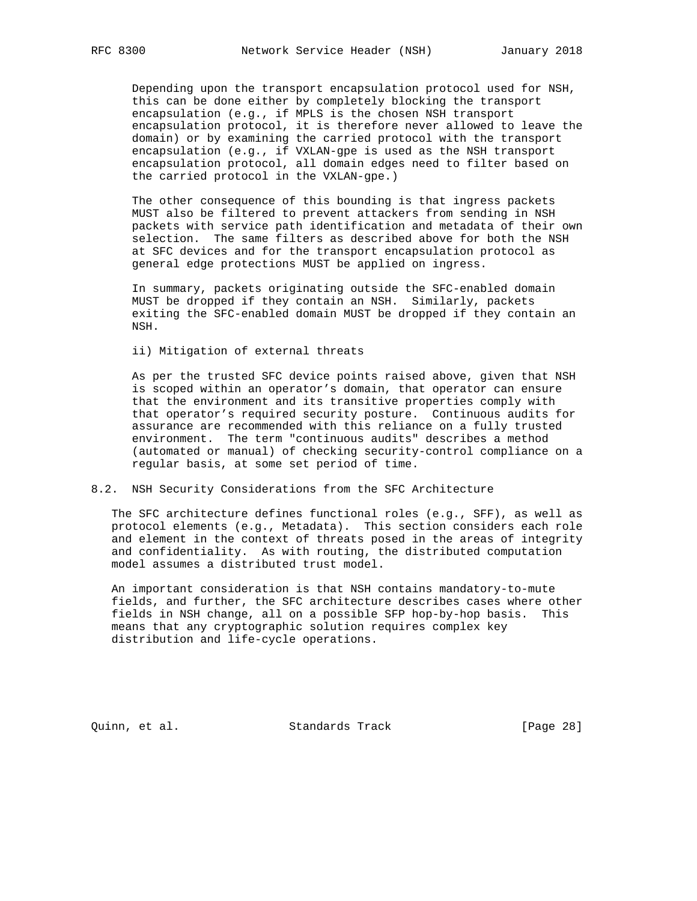Depending upon the transport encapsulation protocol used for NSH, this can be done either by completely blocking the transport encapsulation (e.g., if MPLS is the chosen NSH transport encapsulation protocol, it is therefore never allowed to leave the domain) or by examining the carried protocol with the transport encapsulation (e.g., if VXLAN-gpe is used as the NSH transport encapsulation protocol, all domain edges need to filter based on the carried protocol in the VXLAN-gpe.)

The other consequence of this bounding is that ingress packets MUST also be filtered to prevent attackers from sending in NSH packets with service path identification and metadata of their own selection. The same filters as described above for both the NSH at SFC devices and for the transport encapsulation protocol as general edge protections MUST be applied on ingress.

In summary, packets originating outside the SFC-enabled domain MUST be dropped if they contain an NSH. Similarly, packets exiting the SFC-enabled domain MUST be dropped if they contain an NSH.

ii) Mitigation of external threats

As per the trusted SFC device points raised above, given that NSH is scoped within an operator's domain, that operator can ensure that the environment and its transitive properties comply with that operator's required security posture. Continuous audits for assurance are recommended with this reliance on a fully trusted environment. The term "continuous audits" describes a method (automated or manual) of checking security-control compliance on a regular basis, at some set period of time.

## 8.2. NSH Security Considerations from the SFC Architecture

The SFC architecture defines functional roles (e.g., SFF), as well as protocol elements (e.g., Metadata). This section considers each role and element in the context of threats posed in the areas of integrity and confidentiality. As with routing, the distributed computation model assumes a distributed trust model.

An important consideration is that NSH contains mandatory-to-mute fields, and further, the SFC architecture describes cases where other fields in NSH change, all on a possible SFP hop-by-hop basis. This means that any cryptographic solution requires complex key distribution and life-cycle operations.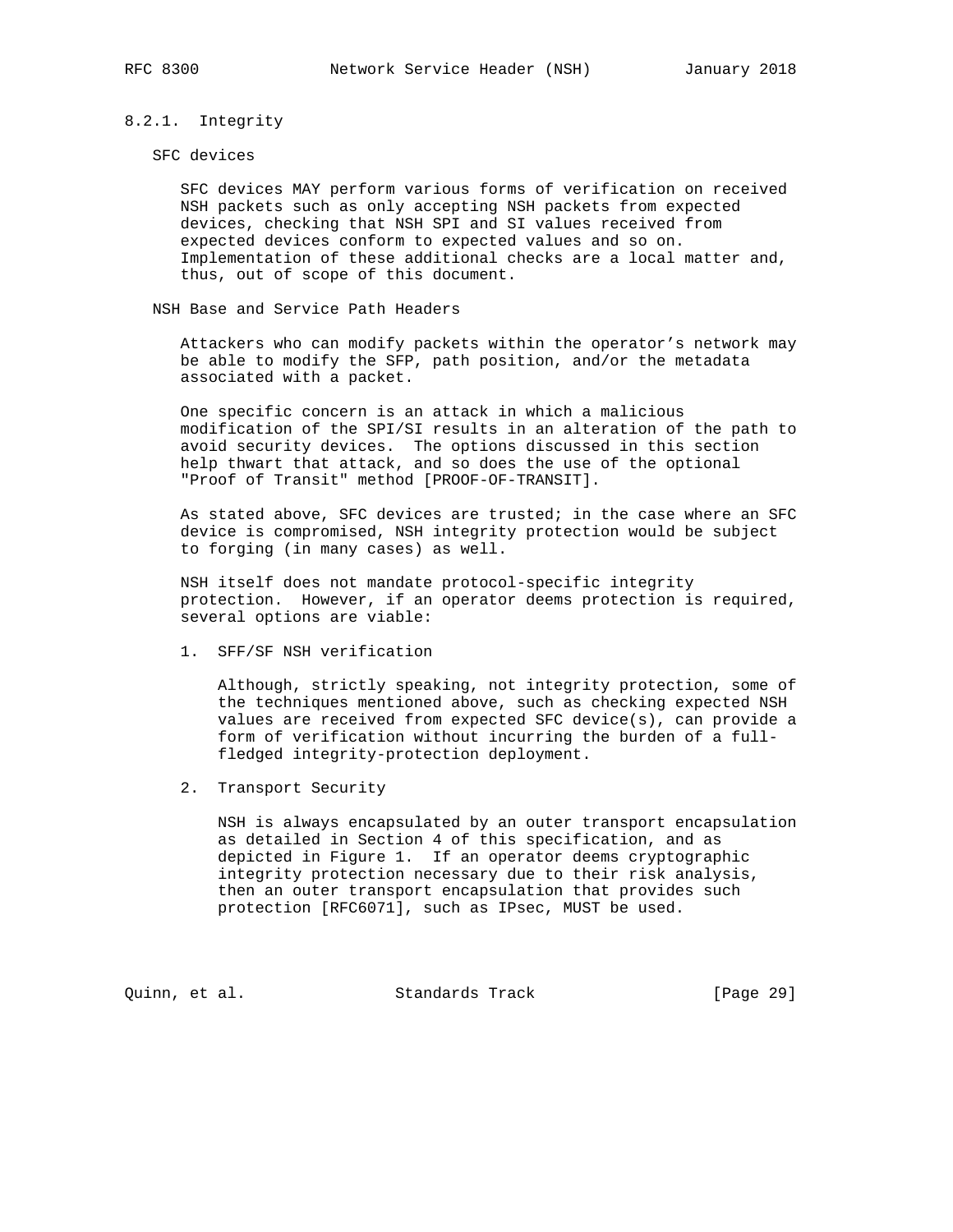### 8.2.1. Integrity

SFC devices

SFC devices MAY perform various forms of verification on received NSH packets such as only accepting NSH packets from expected devices, checking that NSH SPI and SI values received from expected devices conform to expected values and so on. Implementation of these additional checks are a local matter and, thus, out of scope of this document.

NSH Base and Service Path Headers

Attackers who can modify packets within the operator's network may be able to modify the SFP, path position, and/or the metadata associated with a packet.

One specific concern is an attack in which a malicious modification of the SPI/SI results in an alteration of the path to avoid security devices. The options discussed in this section help thwart that attack, and so does the use of the optional "Proof of Transit" method [PROOF-OF-TRANSIT].

As stated above, SFC devices are trusted; in the case where an SFC device is compromised, NSH integrity protection would be subject to forging (in many cases) as well.

NSH itself does not mandate protocol-specific integrity protection. However, if an operator deems protection is required, several options are viable:

1. SFF/SF NSH verification

   Although, strictly speaking, not integrity protection, some of the techniques mentioned above, such as checking expected NSH values are received from expected SFC device(s), can provide a form of verification without incurring the burden of a full-fledged integrity-protection deployment.

2. Transport Security

   NSH is always encapsulated by an outer transport encapsulation as detailed in Section 4 of this specification, and as depicted in Figure 1. If an operator deems cryptographic integrity protection necessary due to their risk analysis, then an outer transport encapsulation that provides such protection [RFC6071], such as IPsec, MUST be used.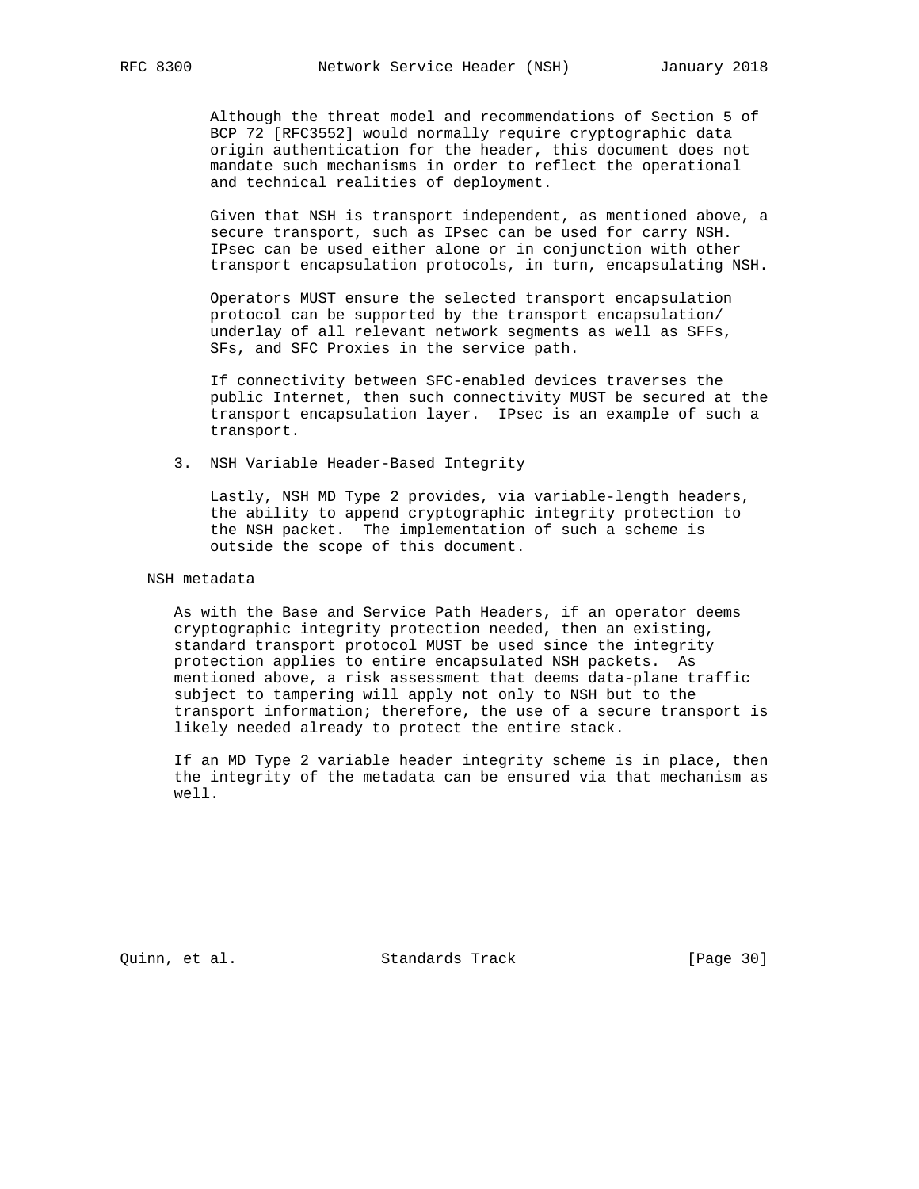Although the threat model and recommendations of Section 5 of BCP 72 [RFC3552] would normally require cryptographic data origin authentication for the header, this document does not mandate such mechanisms in order to reflect the operational and technical realities of deployment.

Given that NSH is transport independent, as mentioned above, a secure transport, such as IPsec can be used for carry NSH. IPsec can be used either alone or in conjunction with other transport encapsulation protocols, in turn, encapsulating NSH.

Operators MUST ensure the selected transport encapsulation protocol can be supported by the transport encapsulation/underlay of all relevant network segments as well as SFFs, SFs, and SFC Proxies in the service path.

If connectivity between SFC-enabled devices traverses the public Internet, then such connectivity MUST be secured at the transport encapsulation layer. IPsec is an example of such a transport.

3. NSH Variable Header-Based Integrity

   Lastly, NSH MD Type 2 provides, via variable-length headers, the ability to append cryptographic integrity protection to the NSH packet. The implementation of such a scheme is outside the scope of this document.

NSH metadata

As with the Base and Service Path Headers, if an operator deems cryptographic integrity protection needed, then an existing, standard transport protocol MUST be used since the integrity protection applies to entire encapsulated NSH packets. As mentioned above, a risk assessment that deems data-plane traffic subject to tampering will apply not only to NSH but to the transport information; therefore, the use of a secure transport is likely needed already to protect the entire stack.

If an MD Type 2 variable header integrity scheme is in place, then the integrity of the metadata can be ensured via that mechanism as well.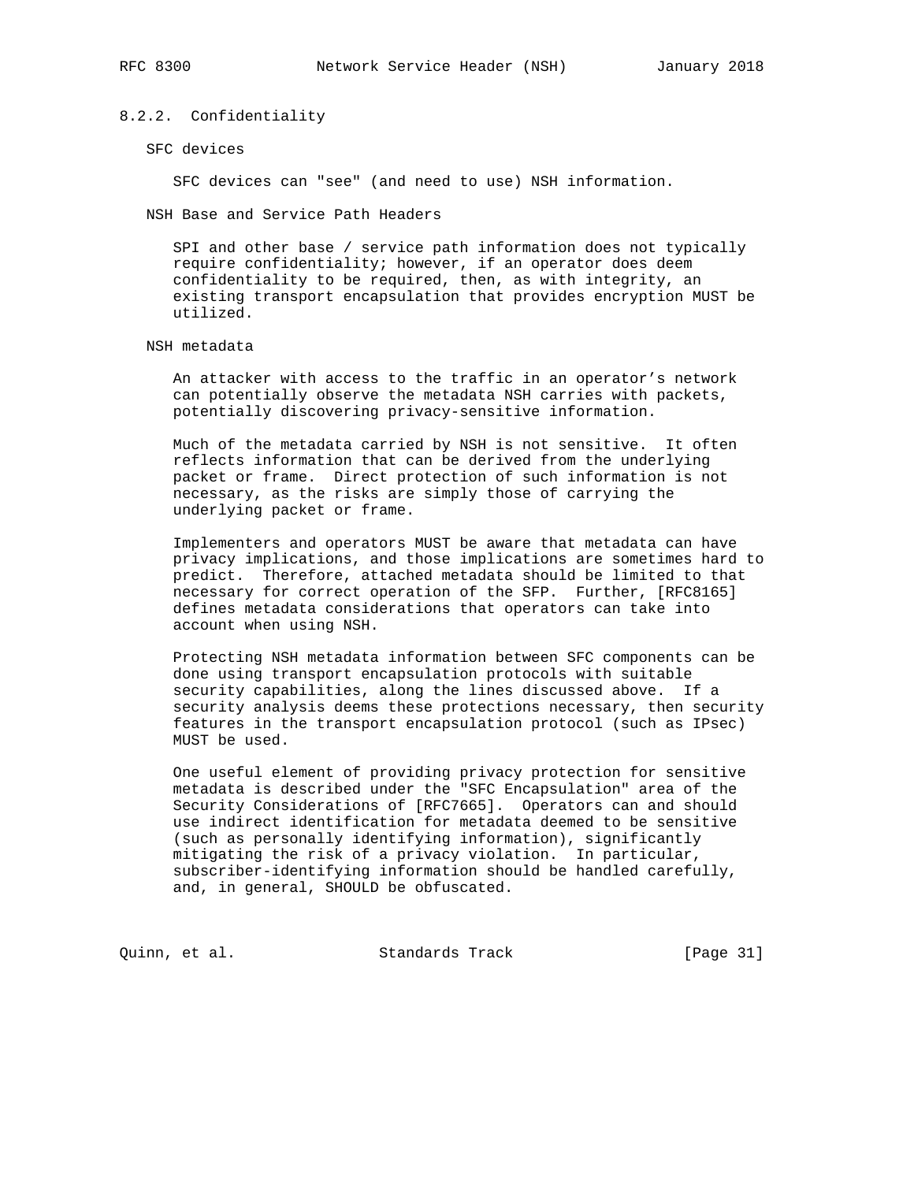### 8.2.2. Confidentiality

SFC devices

SFC devices can "see" (and need to use) NSH information.

NSH Base and Service Path Headers

SPI and other base / service path information does not typically require confidentiality; however, if an operator does deem confidentiality to be required, then, as with integrity, an existing transport encapsulation that provides encryption MUST be utilized.

NSH metadata

An attacker with access to the traffic in an operator's network can potentially observe the metadata NSH carries with packets, potentially discovering privacy-sensitive information.

Much of the metadata carried by NSH is not sensitive. It often reflects information that can be derived from the underlying packet or frame. Direct protection of such information is not necessary, as the risks are simply those of carrying the underlying packet or frame.

Implementers and operators MUST be aware that metadata can have privacy implications, and those implications are sometimes hard to predict. Therefore, attached metadata should be limited to that necessary for correct operation of the SFP. Further, [RFC8165] defines metadata considerations that operators can take into account when using NSH.

Protecting NSH metadata information between SFC components can be done using transport encapsulation protocols with suitable security capabilities, along the lines discussed above. If a security analysis deems these protections necessary, then security features in the transport encapsulation protocol (such as IPsec) MUST be used.

One useful element of providing privacy protection for sensitive metadata is described under the "SFC Encapsulation" area of the Security Considerations of [RFC7665]. Operators can and should use indirect identification for metadata deemed to be sensitive (such as personally identifying information), significantly mitigating the risk of a privacy violation. In particular, subscriber-identifying information should be handled carefully, and, in general, SHOULD be obfuscated.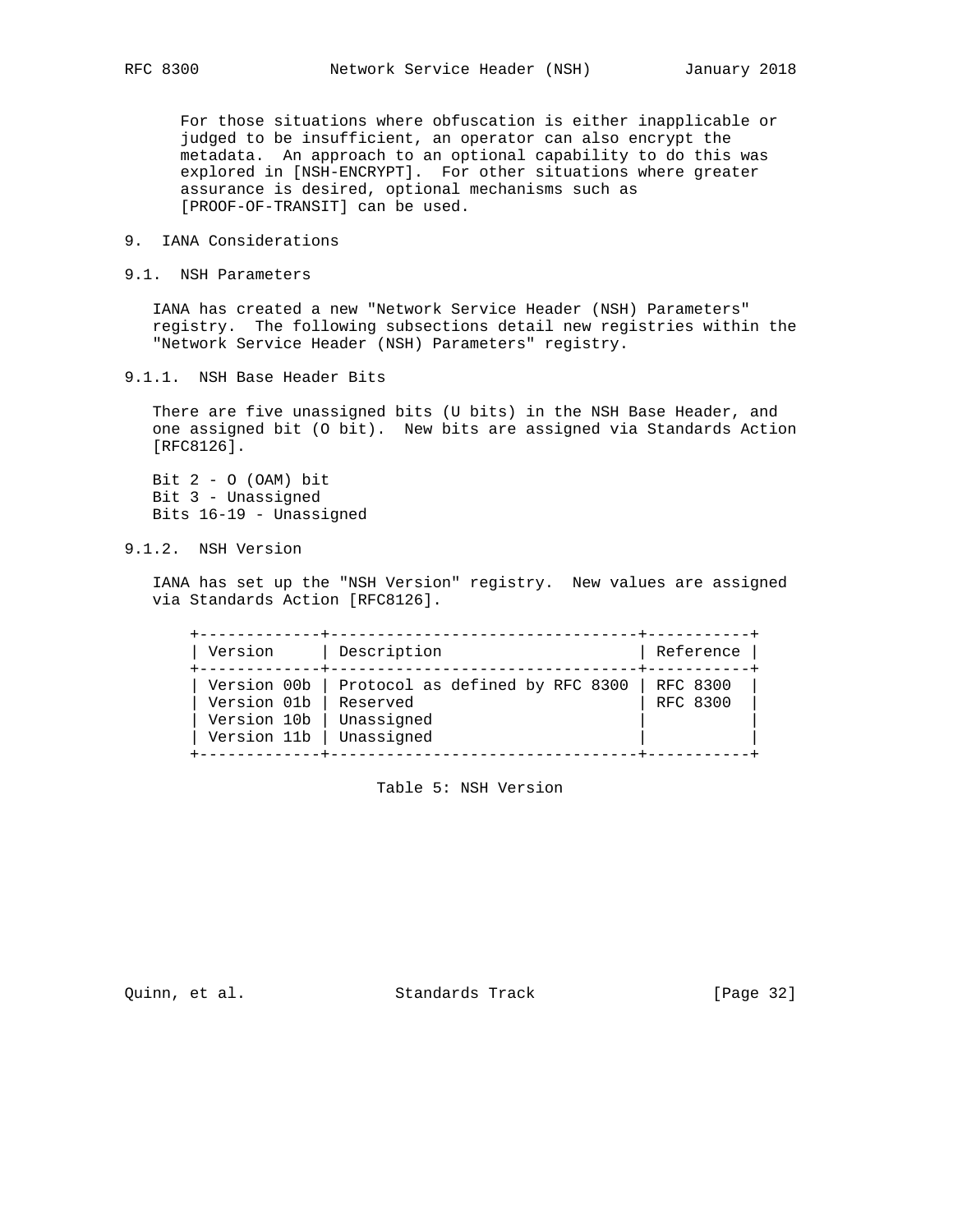For those situations where obfuscation is either inapplicable or judged to be insufficient, an operator can also encrypt the metadata. An approach to an optional capability to do this was explored in [NSH-ENCRYPT]. For other situations where greater assurance is desired, optional mechanisms such as [PROOF-OF-TRANSIT] can be used.

# 9. IANA Considerations

## 9.1. NSH Parameters

IANA has created a new "Network Service Header (NSH) Parameters" registry. The following subsections detail new registries within the "Network Service Header (NSH) Parameters" registry.

### 9.1.1. NSH Base Header Bits

There are five unassigned bits (U bits) in the NSH Base Header, and one assigned bit (O bit). New bits are assigned via Standards Action [RFC8126].

Bit 2 - O (OAM) bit
Bit 3 - Unassigned
Bits 16-19 - Unassigned

### 9.1.2. NSH Version

IANA has set up the "NSH Version" registry. New values are assigned via Standards Action [RFC8126].

| Version | Description | Reference |
|---|---|---|
| Version 00b | Protocol as defined by RFC 8300 | RFC 8300 |
| Version 01b | Reserved | RFC 8300 |
| Version 10b | Unassigned | |
| Version 11b | Unassigned | |

Table 5: NSH Version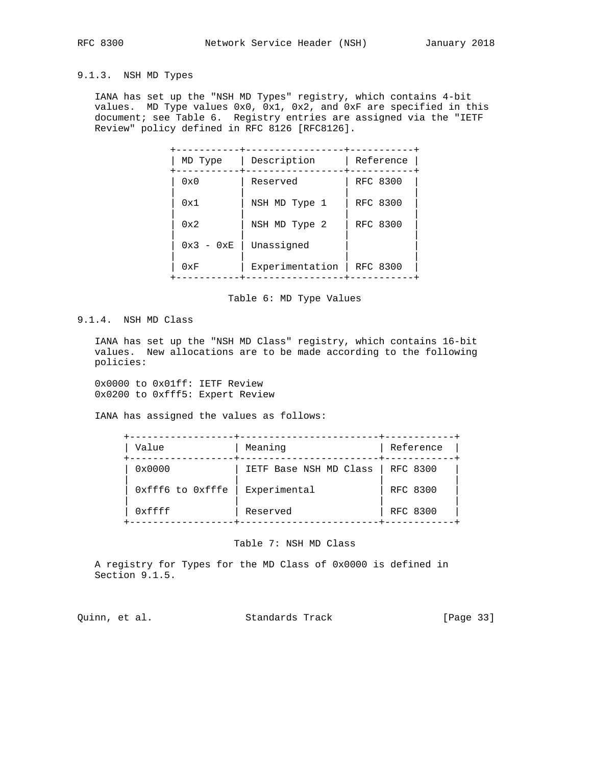### 9.1.3. NSH MD Types

IANA has set up the "NSH MD Types" registry, which contains 4-bit values. MD Type values 0x0, 0x1, 0x2, and 0xF are specified in this document; see Table 6. Registry entries are assigned via the "IETF Review" policy defined in RFC 8126 [RFC8126].

| MD Type | Description | Reference |
|---|---|---|
| 0x0 | Reserved | RFC 8300 |
| 0x1 | NSH MD Type 1 | RFC 8300 |
| 0x2 | NSH MD Type 2 | RFC 8300 |
| 0x3 - 0xE | Unassigned | |
| 0xF | Experimentation | RFC 8300 |

Table 6: MD Type Values

### 9.1.4. NSH MD Class

IANA has set up the "NSH MD Class" registry, which contains 16-bit values. New allocations are to be made according to the following policies:

0x0000 to 0x01ff: IETF Review
0x0200 to 0xfff5: Expert Review

IANA has assigned the values as follows:

| Value | Meaning | Reference |
|---|---|---|
| 0x0000 | IETF Base NSH MD Class | RFC 8300 |
| 0xfff6 to 0xfffe | Experimental | RFC 8300 |
| 0xffff | Reserved | RFC 8300 |

Table 7: NSH MD Class

A registry for Types for the MD Class of 0x0000 is defined in Section 9.1.5.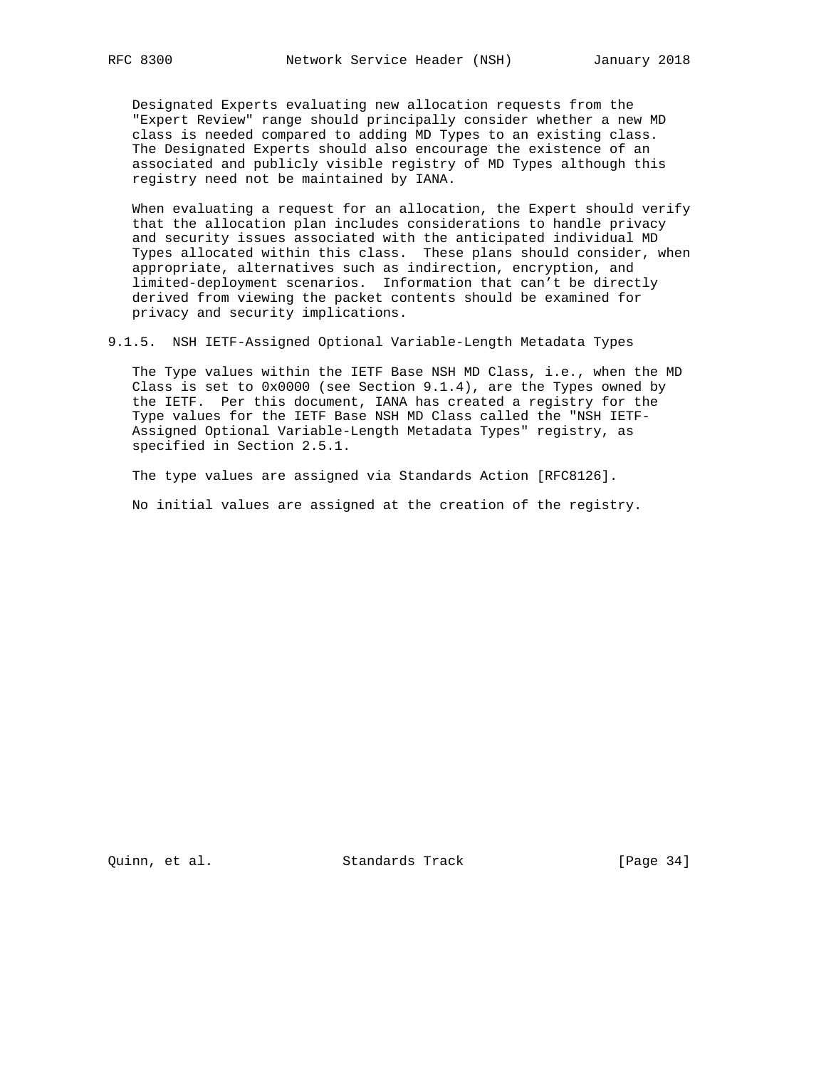Designated Experts evaluating new allocation requests from the "Expert Review" range should principally consider whether a new MD class is needed compared to adding MD Types to an existing class. The Designated Experts should also encourage the existence of an associated and publicly visible registry of MD Types although this registry need not be maintained by IANA.

When evaluating a request for an allocation, the Expert should verify that the allocation plan includes considerations to handle privacy and security issues associated with the anticipated individual MD Types allocated within this class. These plans should consider, when appropriate, alternatives such as indirection, encryption, and limited-deployment scenarios. Information that can't be directly derived from viewing the packet contents should be examined for privacy and security implications.

### 9.1.5. NSH IETF-Assigned Optional Variable-Length Metadata Types

The Type values within the IETF Base NSH MD Class, i.e., when the MD Class is set to 0x0000 (see Section 9.1.4), are the Types owned by the IETF. Per this document, IANA has created a registry for the Type values for the IETF Base NSH MD Class called the "NSH IETF-Assigned Optional Variable-Length Metadata Types" registry, as specified in Section 2.5.1.

The type values are assigned via Standards Action [RFC8126].

No initial values are assigned at the creation of the registry.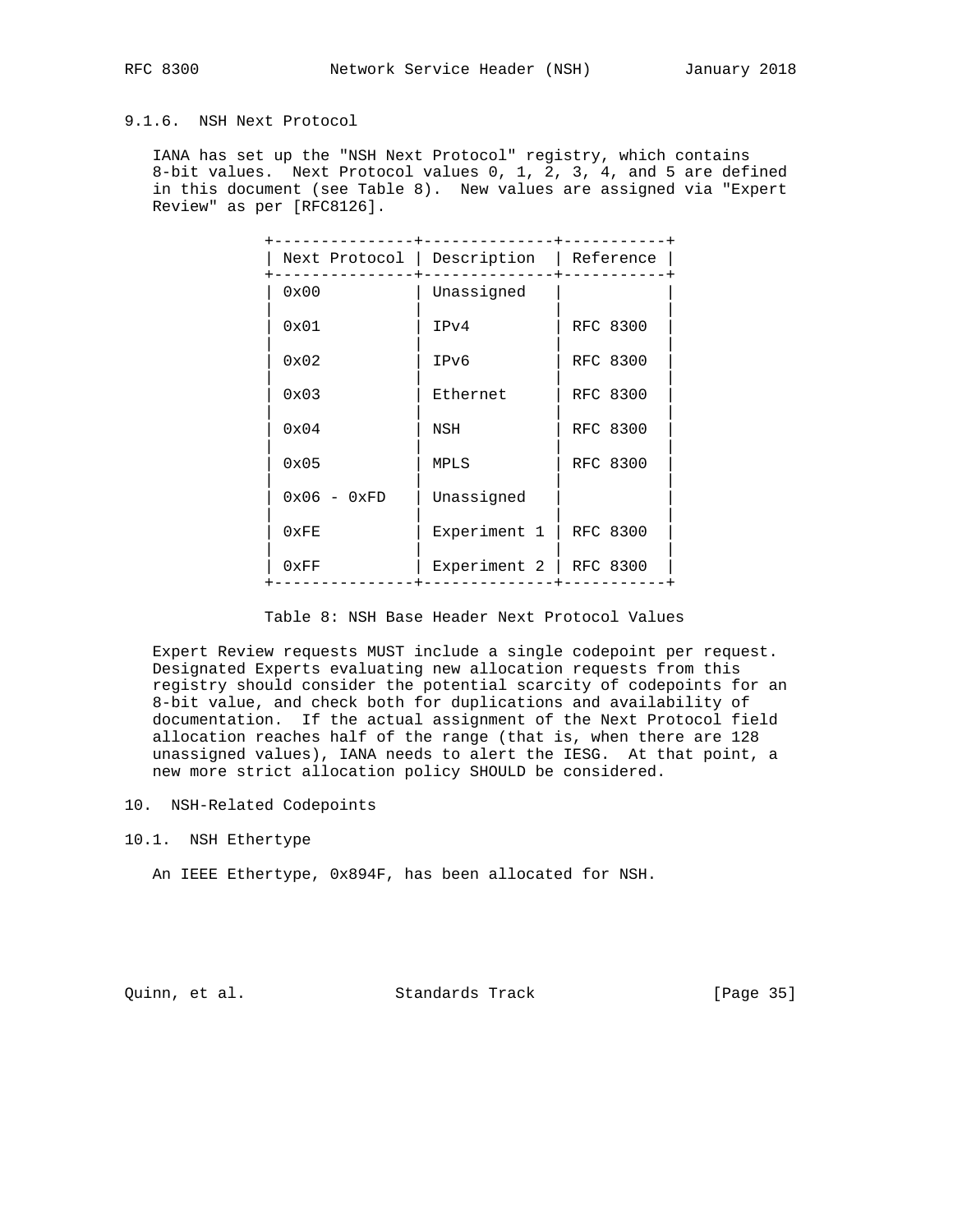### 9.1.6. NSH Next Protocol

IANA has set up the "NSH Next Protocol" registry, which contains 8-bit values. Next Protocol values 0, 1, 2, 3, 4, and 5 are defined in this document (see Table 8). New values are assigned via "Expert Review" as per [RFC8126].

| Next Protocol | Description | Reference |
| --- | --- | --- |
| 0x00 | Unassigned | |
| 0x01 | IPv4 | RFC 8300 |
| 0x02 | IPv6 | RFC 8300 |
| 0x03 | Ethernet | RFC 8300 |
| 0x04 | NSH | RFC 8300 |
| 0x05 | MPLS | RFC 8300 |
| 0x06 - 0xFD | Unassigned | |
| 0xFE | Experiment 1 | RFC 8300 |
| 0xFF | Experiment 2 | RFC 8300 |

Table 8: NSH Base Header Next Protocol Values

Expert Review requests MUST include a single codepoint per request. Designated Experts evaluating new allocation requests from this registry should consider the potential scarcity of codepoints for an 8-bit value, and check both for duplications and availability of documentation. If the actual assignment of the Next Protocol field allocation reaches half of the range (that is, when there are 128 unassigned values), IANA needs to alert the IESG. At that point, a new more strict allocation policy SHOULD be considered.

## 10. NSH-Related Codepoints

### 10.1. NSH Ethertype

An IEEE Ethertype, 0x894F, has been allocated for NSH.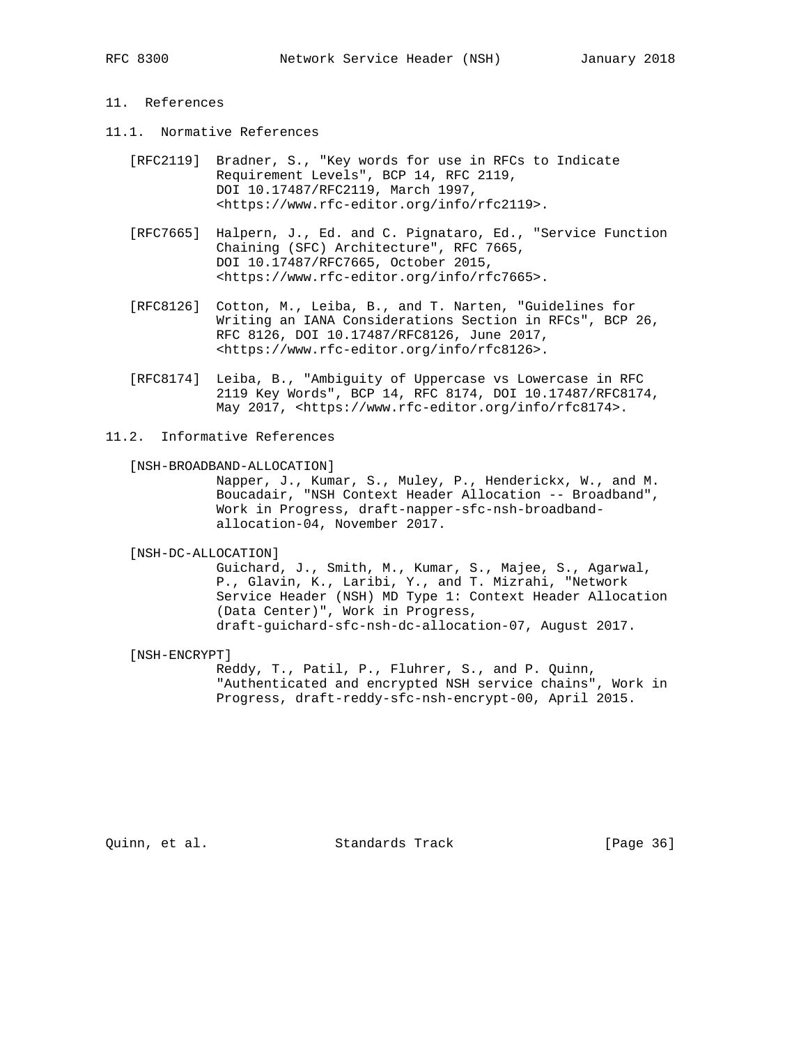# 11. References

## 11.1. Normative References

[RFC2119] Bradner, S., "Key words for use in RFCs to Indicate Requirement Levels", BCP 14, RFC 2119, DOI 10.17487/RFC2119, March 1997, <https://www.rfc-editor.org/info/rfc2119>.

[RFC7665] Halpern, J., Ed. and C. Pignataro, Ed., "Service Function Chaining (SFC) Architecture", RFC 7665, DOI 10.17487/RFC7665, October 2015, <https://www.rfc-editor.org/info/rfc7665>.

[RFC8126] Cotton, M., Leiba, B., and T. Narten, "Guidelines for Writing an IANA Considerations Section in RFCs", BCP 26, RFC 8126, DOI 10.17487/RFC8126, June 2017, <https://www.rfc-editor.org/info/rfc8126>.

[RFC8174] Leiba, B., "Ambiguity of Uppercase vs Lowercase in RFC 2119 Key Words", BCP 14, RFC 8174, DOI 10.17487/RFC8174, May 2017, <https://www.rfc-editor.org/info/rfc8174>.

## 11.2. Informative References

[NSH-BROADBAND-ALLOCATION]
Napper, J., Kumar, S., Muley, P., Henderickx, W., and M. Boucadair, "NSH Context Header Allocation -- Broadband", Work in Progress, draft-napper-sfc-nsh-broadband-allocation-04, November 2017.

[NSH-DC-ALLOCATION]
Guichard, J., Smith, M., Kumar, S., Majee, S., Agarwal, P., Glavin, K., Laribi, Y., and T. Mizrahi, "Network Service Header (NSH) MD Type 1: Context Header Allocation (Data Center)", Work in Progress, draft-guichard-sfc-nsh-dc-allocation-07, August 2017.

[NSH-ENCRYPT]
Reddy, T., Patil, P., Fluhrer, S., and P. Quinn, "Authenticated and encrypted NSH service chains", Work in Progress, draft-reddy-sfc-nsh-encrypt-00, April 2015.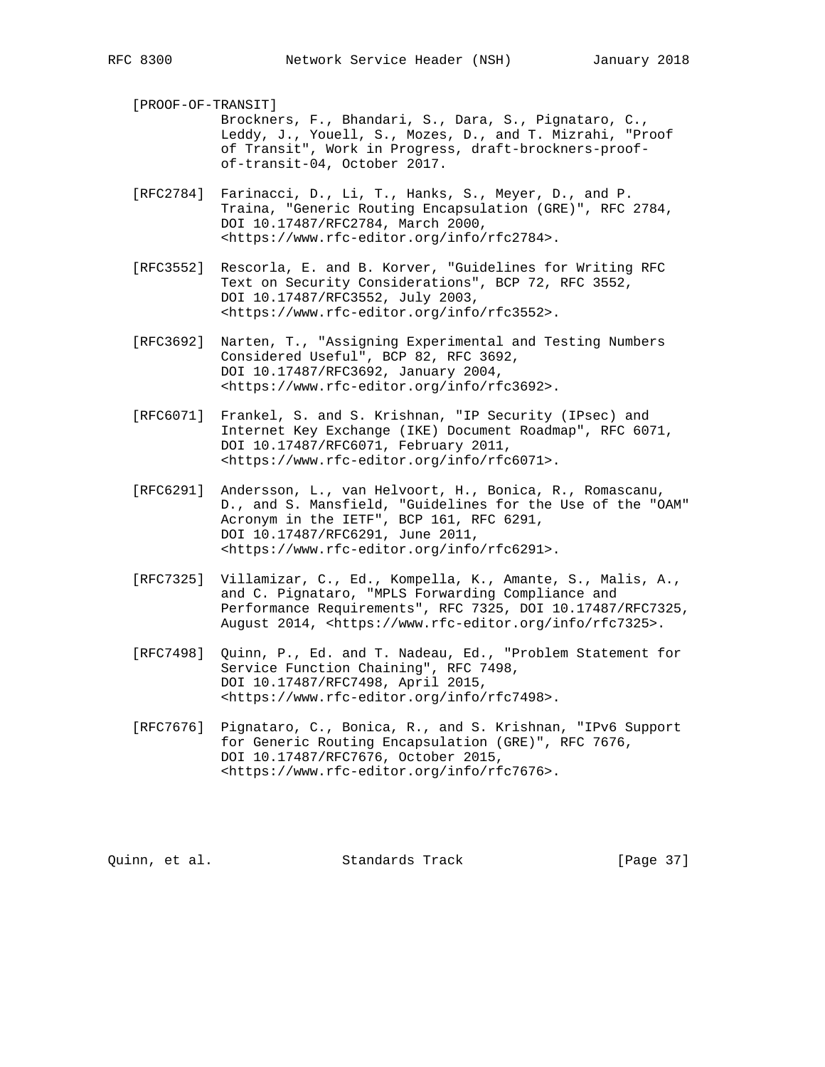[PROOF-OF-TRANSIT]
Brockners, F., Bhandari, S., Dara, S., Pignataro, C., Leddy, J., Youell, S., Mozes, D., and T. Mizrahi, "Proof of Transit", Work in Progress, draft-brockners-proof-of-transit-04, October 2017.

[RFC2784] Farinacci, D., Li, T., Hanks, S., Meyer, D., and P. Traina, "Generic Routing Encapsulation (GRE)", RFC 2784, DOI 10.17487/RFC2784, March 2000, <https://www.rfc-editor.org/info/rfc2784>.

[RFC3552] Rescorla, E. and B. Korver, "Guidelines for Writing RFC Text on Security Considerations", BCP 72, RFC 3552, DOI 10.17487/RFC3552, July 2003, <https://www.rfc-editor.org/info/rfc3552>.

[RFC3692] Narten, T., "Assigning Experimental and Testing Numbers Considered Useful", BCP 82, RFC 3692, DOI 10.17487/RFC3692, January 2004, <https://www.rfc-editor.org/info/rfc3692>.

[RFC6071] Frankel, S. and S. Krishnan, "IP Security (IPsec) and Internet Key Exchange (IKE) Document Roadmap", RFC 6071, DOI 10.17487/RFC6071, February 2011, <https://www.rfc-editor.org/info/rfc6071>.

[RFC6291] Andersson, L., van Helvoort, H., Bonica, R., Romascanu, D., and S. Mansfield, "Guidelines for the Use of the "OAM" Acronym in the IETF", BCP 161, RFC 6291, DOI 10.17487/RFC6291, June 2011, <https://www.rfc-editor.org/info/rfc6291>.

[RFC7325] Villamizar, C., Ed., Kompella, K., Amante, S., Malis, A., and C. Pignataro, "MPLS Forwarding Compliance and Performance Requirements", RFC 7325, DOI 10.17487/RFC7325, August 2014, <https://www.rfc-editor.org/info/rfc7325>.

[RFC7498] Quinn, P., Ed. and T. Nadeau, Ed., "Problem Statement for Service Function Chaining", RFC 7498, DOI 10.17487/RFC7498, April 2015, <https://www.rfc-editor.org/info/rfc7498>.

[RFC7676] Pignataro, C., Bonica, R., and S. Krishnan, "IPv6 Support for Generic Routing Encapsulation (GRE)", RFC 7676, DOI 10.17487/RFC7676, October 2015, <https://www.rfc-editor.org/info/rfc7676>.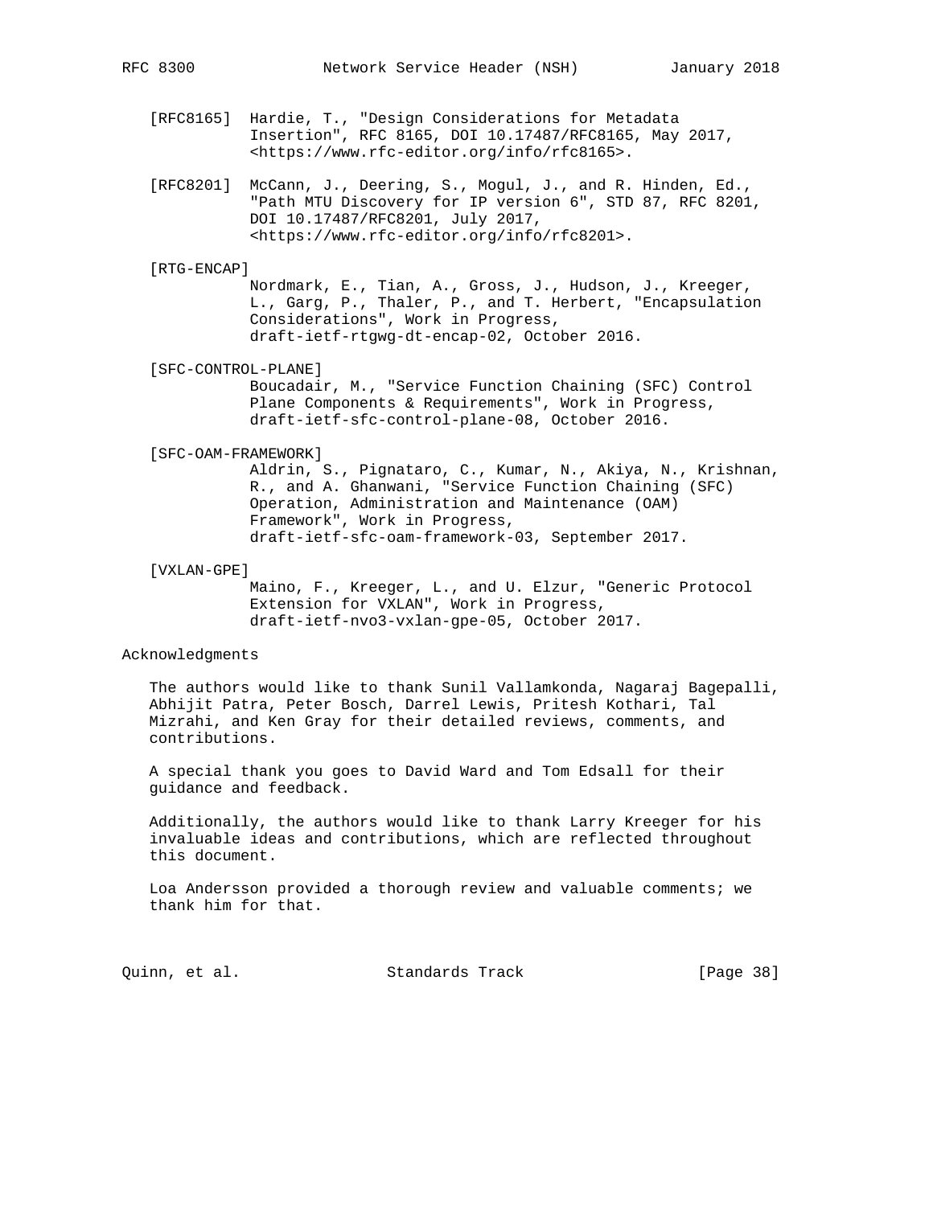[RFC8165] Hardie, T., "Design Considerations for Metadata Insertion", RFC 8165, DOI 10.17487/RFC8165, May 2017, <https://www.rfc-editor.org/info/rfc8165>.

[RFC8201] McCann, J., Deering, S., Mogul, J., and R. Hinden, Ed., "Path MTU Discovery for IP version 6", STD 87, RFC 8201, DOI 10.17487/RFC8201, July 2017, <https://www.rfc-editor.org/info/rfc8201>.

[RTG-ENCAP] Nordmark, E., Tian, A., Gross, J., Hudson, J., Kreeger, L., Garg, P., Thaler, P., and T. Herbert, "Encapsulation Considerations", Work in Progress, draft-ietf-rtgwg-dt-encap-02, October 2016.

[SFC-CONTROL-PLANE] Boucadair, M., "Service Function Chaining (SFC) Control Plane Components & Requirements", Work in Progress, draft-ietf-sfc-control-plane-08, October 2016.

[SFC-OAM-FRAMEWORK] Aldrin, S., Pignataro, C., Kumar, N., Akiya, N., Krishnan, R., and A. Ghanwani, "Service Function Chaining (SFC) Operation, Administration and Maintenance (OAM) Framework", Work in Progress, draft-ietf-sfc-oam-framework-03, September 2017.

[VXLAN-GPE] Maino, F., Kreeger, L., and U. Elzur, "Generic Protocol Extension for VXLAN", Work in Progress, draft-ietf-nvo3-vxlan-gpe-05, October 2017.

## Acknowledgments

The authors would like to thank Sunil Vallamkonda, Nagaraj Bagepalli, Abhijit Patra, Peter Bosch, Darrel Lewis, Pritesh Kothari, Tal Mizrahi, and Ken Gray for their detailed reviews, comments, and contributions.

A special thank you goes to David Ward and Tom Edsall for their guidance and feedback.

Additionally, the authors would like to thank Larry Kreeger for his invaluable ideas and contributions, which are reflected throughout this document.

Loa Andersson provided a thorough review and valuable comments; we thank him for that.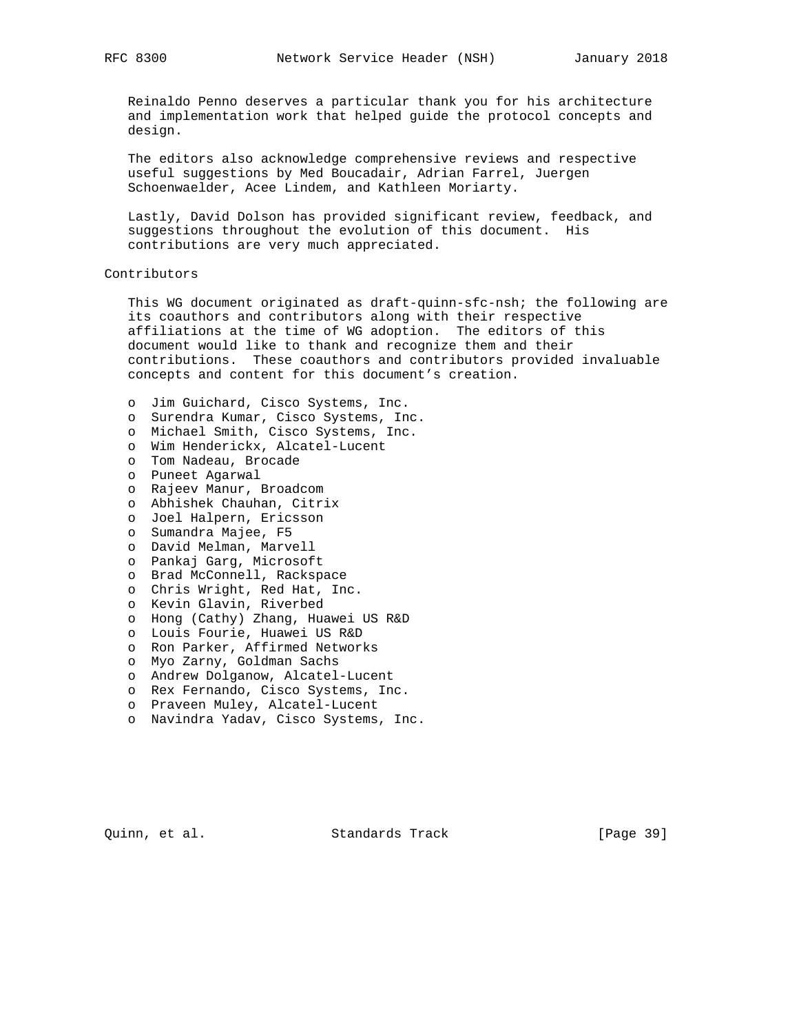Reinaldo Penno deserves a particular thank you for his architecture and implementation work that helped guide the protocol concepts and design.

The editors also acknowledge comprehensive reviews and respective useful suggestions by Med Boucadair, Adrian Farrel, Juergen Schoenwaelder, Acee Lindem, and Kathleen Moriarty.

Lastly, David Dolson has provided significant review, feedback, and suggestions throughout the evolution of this document. His contributions are very much appreciated.

## Contributors

This WG document originated as draft-quinn-sfc-nsh; the following are its coauthors and contributors along with their respective affiliations at the time of WG adoption. The editors of this document would like to thank and recognize them and their contributions. These coauthors and contributors provided invaluable concepts and content for this document's creation.

- Jim Guichard, Cisco Systems, Inc.
- Surendra Kumar, Cisco Systems, Inc.
- Michael Smith, Cisco Systems, Inc.
- Wim Henderickx, Alcatel-Lucent
- Tom Nadeau, Brocade
- Puneet Agarwal
- Rajeev Manur, Broadcom
- Abhishek Chauhan, Citrix
- Joel Halpern, Ericsson
- Sumandra Majee, F5
- David Melman, Marvell
- Pankaj Garg, Microsoft
- Brad McConnell, Rackspace
- Chris Wright, Red Hat, Inc.
- Kevin Glavin, Riverbed
- Hong (Cathy) Zhang, Huawei US R&D
- Louis Fourie, Huawei US R&D
- Ron Parker, Affirmed Networks
- Myo Zarny, Goldman Sachs
- Andrew Dolganow, Alcatel-Lucent
- Rex Fernando, Cisco Systems, Inc.
- Praveen Muley, Alcatel-Lucent
- Navindra Yadav, Cisco Systems, Inc.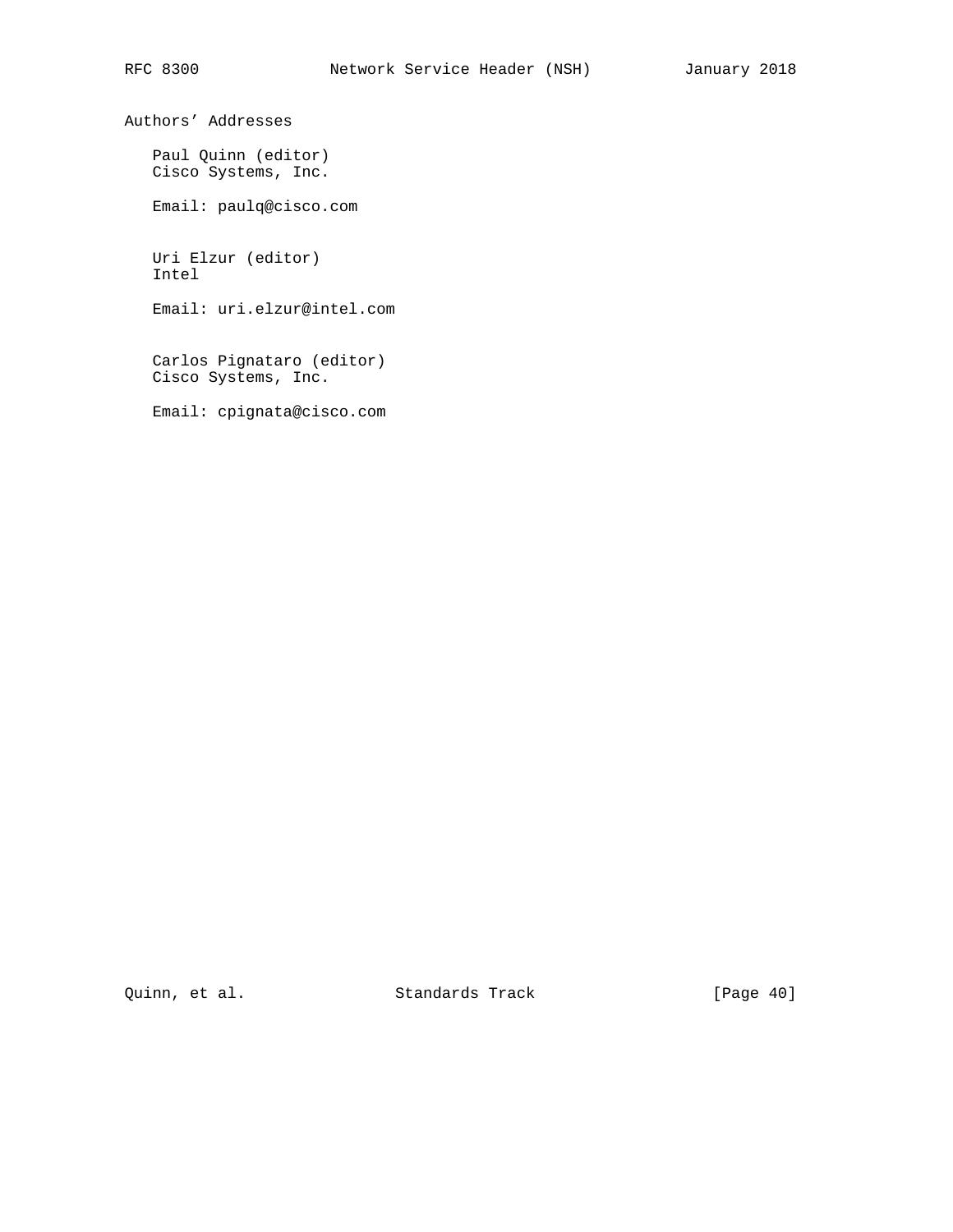## Authors' Addresses

Paul Quinn (editor)
Cisco Systems, Inc.

Email: paulq@cisco.com

Uri Elzur (editor)
Intel

Email: uri.elzur@intel.com

Carlos Pignataro (editor)
Cisco Systems, Inc.

Email: cpignata@cisco.com